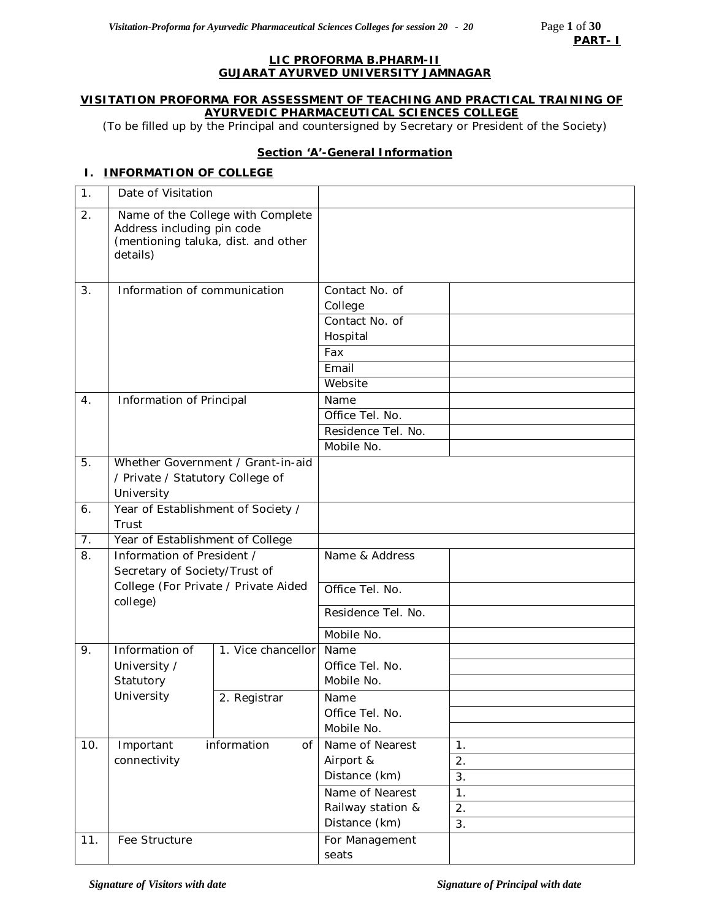**PART- I**

**LIC PROFORMA B.PHARM-II**
**GUJARAT AYURVED UNIVERSITY JAMNAGAR**

**VISITATION PROFORMA FOR ASSESSMENT OF TEACHING AND PRACTICAL TRAINING OF AYURVEDIC PHARMACEUTICAL SCIENCES COLLEGE**

(To be filled up by the Principal and countersigned by Secretary or President of the Society)

## Section 'A'-General Information

### I. INFORMATION OF COLLEGE

| | | | | |
|---|---|---|---|---|
| 1. | Date of Visitation | | | |
| 2. | Name of the College with Complete Address including pin code (mentioning taluka, dist. and other details) | | | |
| 3. | Information of communication | | Contact No. of College | |
| | | | Contact No. of Hospital | |
| | | | Fax | |
| | | | Email | |
| | | | Website | |
| 4. | Information of Principal | | Name | |
| | | | Office Tel. No. | |
| | | | Residence Tel. No. | |
| | | | Mobile No. | |
| 5. | Whether Government / Grant-in-aid / Private / Statutory College of University | | | |
| 6. | Year of Establishment of Society / Trust | | | |
| 7. | Year of Establishment of College | | | |
| 8. | Information of President / Secretary of Society/Trust of College (For Private / Private Aided college) | | Name & Address | |
| | | | Office Tel. No. | |
| | | | Residence Tel. No. | |
| | | | Mobile No. | |
| 9. | Information of University / Statutory University | 1. Vice chancellor | Name | |
| | | | Office Tel. No. | |
| | | | Mobile No. | |
| | | 2. Registrar | Name | |
| | | | Office Tel. No. | |
| | | | Mobile No. | |
| 10. | Important information of connectivity | | Name of Nearest Airport & Distance (km) | 1. |
| | | | | 2. |
| | | | | 3. |
| | | | Name of Nearest Railway station & Distance (km) | 1. |
| | | | | 2. |
| | | | | 3. |
| 11. | Fee Structure | | For Management seats | |

*Signature of Visitors with date* *Signature of Principal with date*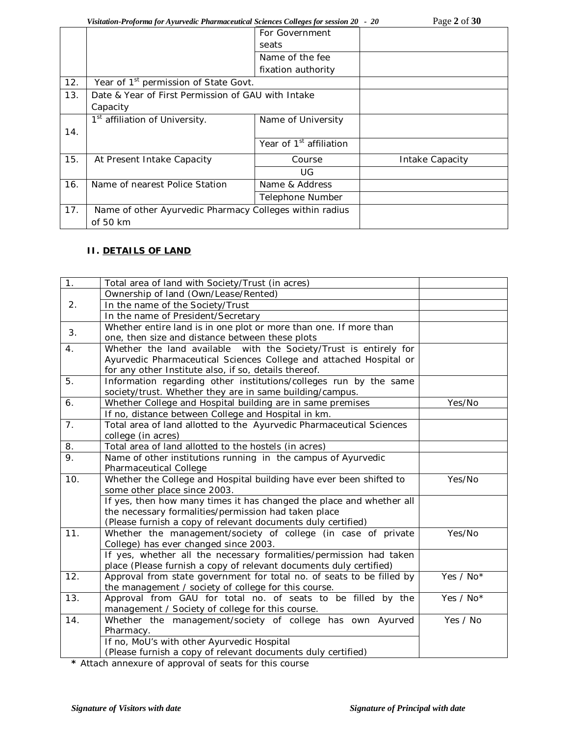|  |  | For Government seats |  |
|---|---|---|---|
|  |  | Name of the fee fixation authority |  |
| 12. | Year of 1st permission of State Govt. |  |  |
| 13. | Date & Year of First Permission of GAU with Intake Capacity |  |  |
| 14. | 1st affiliation of University. | Name of University |  |
|  |  | Year of 1st affiliation |  |
| 15. | At Present Intake Capacity | Course | Intake Capacity |
|  |  | UG |  |
| 16. | Name of nearest Police Station | Name & Address |  |
|  |  | Telephone Number |  |
| 17. | Name of other Ayurvedic Pharmacy Colleges within radius of 50 km |  |  |

## II. DETAILS OF LAND

| 1. | Total area of land with Society/Trust (in acres) |  |
|---|---|---|
| 2. | Ownership of land (Own/Lease/Rented) |  |
|  | In the name of the Society/Trust |  |
|  | In the name of President/Secretary |  |
| 3. | Whether entire land is in one plot or more than one. If more than one, then size and distance between these plots |  |
| 4. | Whether the land available with the Society/Trust is entirely for Ayurvedic Pharmaceutical Sciences College and attached Hospital or for any other Institute also, if so, details thereof. |  |
| 5. | Information regarding other institutions/colleges run by the same society/trust. Whether they are in same building/campus. |  |
| 6. | Whether College and Hospital building are in same premises | Yes/No |
|  | If no, distance between College and Hospital in km. |  |
| 7. | Total area of land allotted to the Ayurvedic Pharmaceutical Sciences college (in acres) |  |
| 8. | Total area of land allotted to the hostels (in acres) |  |
| 9. | Name of other institutions running in the campus of Ayurvedic Pharmaceutical College |  |
| 10. | Whether the College and Hospital building have ever been shifted to some other place since 2003. | Yes/No |
|  | If yes, then how many times it has changed the place and whether all the necessary formalities/permission had taken place (Please furnish a copy of relevant documents duly certified) |  |
| 11. | Whether the management/society of college (in case of private College) has ever changed since 2003. | Yes/No |
|  | If yes, whether all the necessary formalities/permission had taken place (Please furnish a copy of relevant documents duly certified) |  |
| 12. | Approval from state government for total no. of seats to be filled by the management / society of college for this course. | Yes / No* |
| 13. | Approval from GAU for total no. of seats to be filled by the management / Society of college for this course. | Yes / No* |
| 14. | Whether the management/society of college has own Ayurved Pharmacy. | Yes / No |
|  | If no, MoU's with other Ayurvedic Hospital (Please furnish a copy of relevant documents duly certified) |  |

**\*** Attach annexure of approval of seats for this course

*Signature of Visitors with date* *Signature of Principal with date*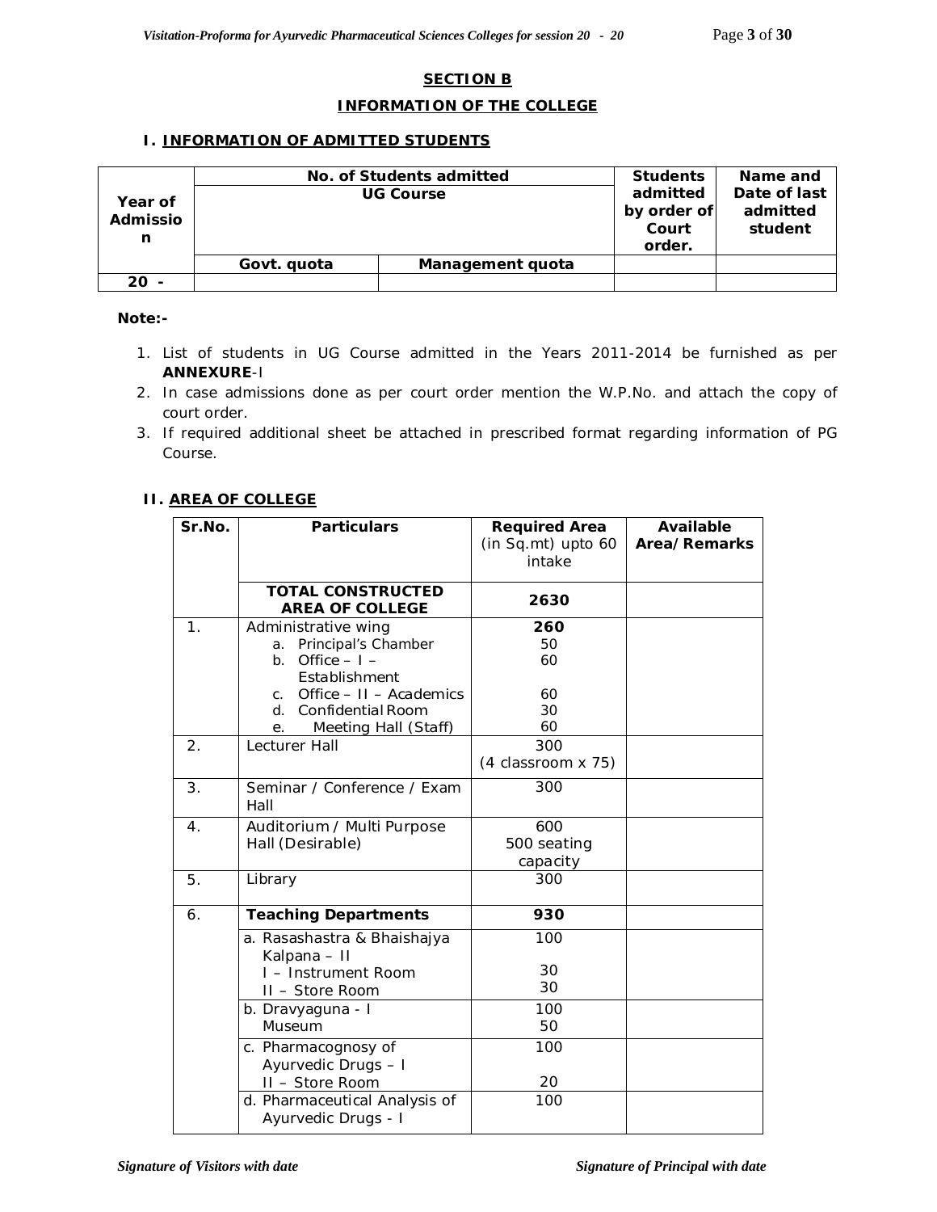## SECTION B

## INFORMATION OF THE COLLEGE

### I. INFORMATION OF ADMITTED STUDENTS

| Year of Admission | No. of Students admitted UG Course | | Students admitted by order of Court order. | Name and Date of last admitted student |
|---|---|---|---|---|
| | Govt. quota | Management quota | | |
| 20 - | | | | |

**Note:-**

1. List of students in UG Course admitted in the Years 2011-2014 be furnished as per **ANNEXURE**-I
2. In case admissions done as per court order mention the W.P.No. and attach the copy of court order.
3. If required additional sheet be attached in prescribed format regarding information of PG Course.

### II. AREA OF COLLEGE

| Sr.No. | Particulars | Required Area (in Sq.mt) upto 60 intake | Available Area/Remarks |
|---|---|---|---|
| | **TOTAL CONSTRUCTED AREA OF COLLEGE** | **2630** | |
| 1. | Administrative wing<br>a. Principal's Chamber<br>b. Office – I – Establishment<br>c. Office – II – Academics<br>d. Confidential Room<br>e. Meeting Hall (Staff) | **260**<br>50<br>60<br><br>60<br>30<br>60 | |
| 2. | Lecturer Hall | 300<br>(4 classroom x 75) | |
| 3. | Seminar / Conference / Exam Hall | 300 | |
| 4. | Auditorium / Multi Purpose Hall (Desirable) | 600<br>500 seating capacity | |
| 5. | Library | 300 | |
| 6. | **Teaching Departments** | **930** | |
| | a. Rasashastra & Bhaishajya Kalpana – II<br>I – Instrument Room<br>II – Store Room | 100<br><br>30<br>30 | |
| | b. Dravyaguna - I<br>Museum | 100<br>50 | |
| | c. Pharmacognosy of Ayurvedic Drugs – I<br>II – Store Room | 100<br><br>20 | |
| | d. Pharmaceutical Analysis of Ayurvedic Drugs - I | 100 | |

*Signature of Visitors with date* *Signature of Principal with date*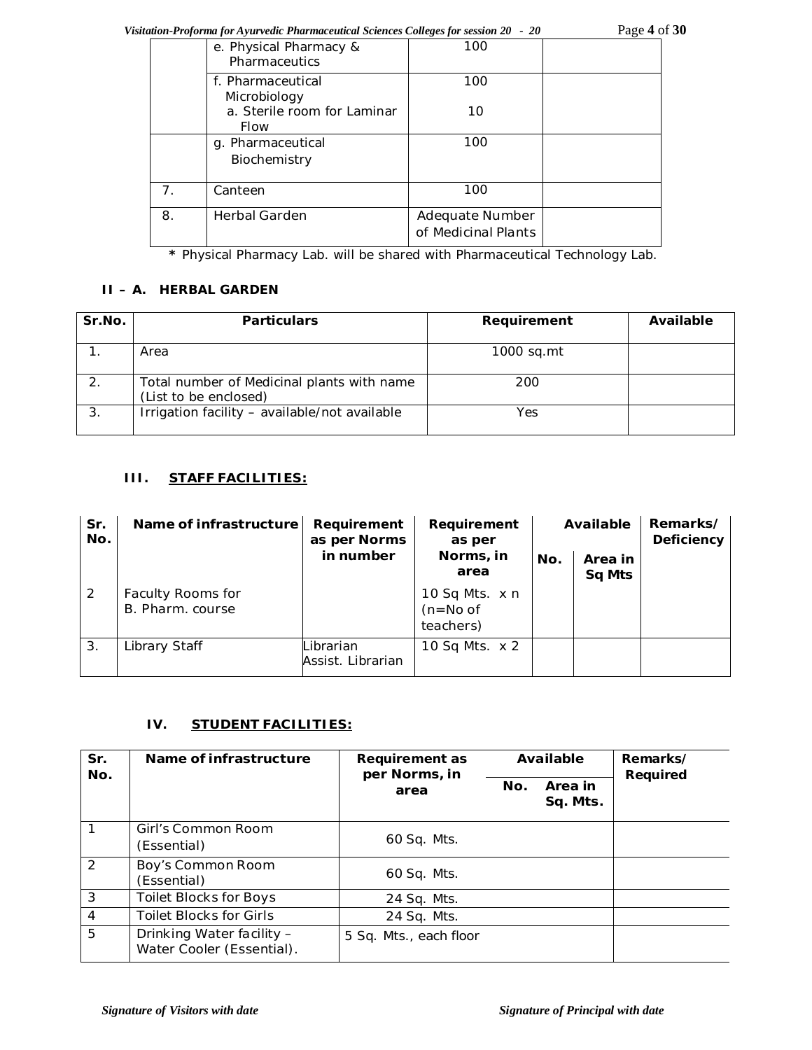| | | | |
|---|---|---|---|
| | e. Physical Pharmacy & Pharmaceutics | 100 | |
| | f. Pharmaceutical Microbiology<br>a. Sterile room for Laminar Flow | 100<br>10 | |
| | g. Pharmaceutical Biochemistry | 100 | |
| 7. | Canteen | 100 | |
| 8. | Herbal Garden | Adequate Number of Medicinal Plants | |

**\*** Physical Pharmacy Lab. will be shared with Pharmaceutical Technology Lab.

### II – A. HERBAL GARDEN

| Sr.No. | Particulars | Requirement | Available |
|---|---|---|---|
| 1. | Area | 1000 sq.mt | |
| 2. | Total number of Medicinal plants with name (List to be enclosed) | 200 | |
| 3. | Irrigation facility – available/not available | Yes | |

### III. STAFF FACILITIES:

| Sr. No. | Name of infrastructure | Requirement as per Norms in number | Requirement as per Norms, in area | Available | | Remarks/ Deficiency |
|---|---|---|---|---|---|---|
| | | | | No. | Area in Sq Mts | |
| 2 | Faculty Rooms for B. Pharm. course | | 10 Sq Mts. x n (n=No of teachers) | | | |
| 3. | Library Staff | Librarian<br>Assist. Librarian | 10 Sq Mts. x 2 | | | |

### IV. STUDENT FACILITIES:

| Sr. No. | Name of infrastructure | Requirement as per Norms, in area | Available | | Remarks/ Required |
|---|---|---|---|---|---|
| | | | No. | Area in Sq. Mts. | |
| 1 | Girl's Common Room (Essential) | 60 Sq. Mts. | | | |
| 2 | Boy's Common Room (Essential) | 60 Sq. Mts. | | | |
| 3 | Toilet Blocks for Boys | 24 Sq. Mts. | | | |
| 4 | Toilet Blocks for Girls | 24 Sq. Mts. | | | |
| 5 | Drinking Water facility – Water Cooler (Essential). | 5 Sq. Mts., each floor | | | |

*Signature of Visitors with date* *Signature of Principal with date*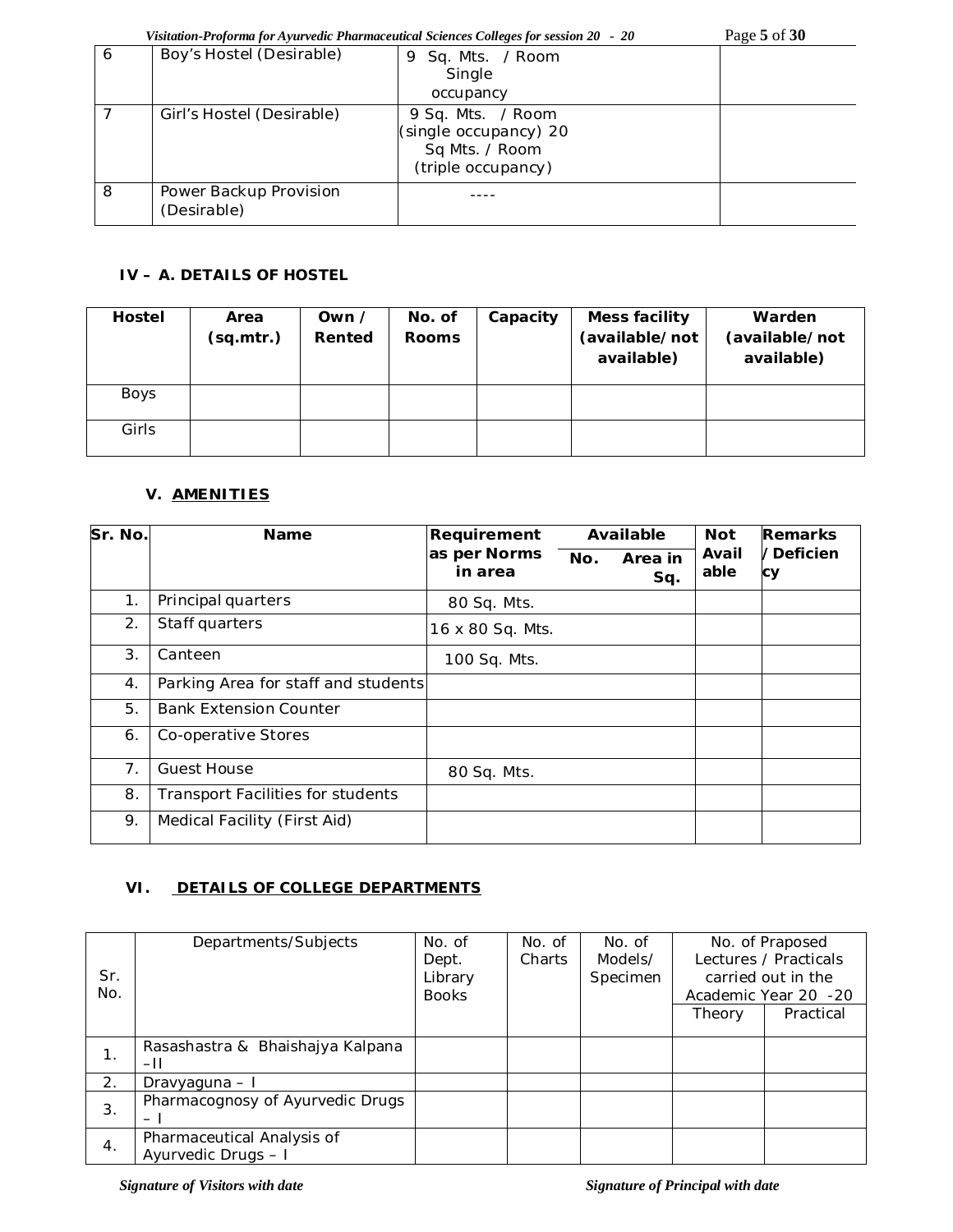| 6 | Boy's Hostel (Desirable) | 9 Sq. Mts. / Room Single occupancy | |
|---|---|---|---|
| 7 | Girl's Hostel (Desirable) | 9 Sq. Mts. / Room (single occupancy) 20 Sq Mts. / Room (triple occupancy) | |
| 8 | Power Backup Provision (Desirable) | ---- | |

### IV – A. DETAILS OF HOSTEL

| Hostel | Area (sq.mtr.) | Own / Rented | No. of Rooms | Capacity | Mess facility (available/not available) | Warden (available/not available) |
|---|---|---|---|---|---|---|
| Boys | | | | | | |
| Girls | | | | | | |

### V. AMENITIES

| Sr. No. | Name | Requirement as per Norms in area | Available | | Not Available | Remarks /Deficiency |
|---|---|---|---|---|---|---|
| | | | No. | Area in Sq. | | |
| 1. | Principal quarters | 80 Sq. Mts. | | | | |
| 2. | Staff quarters | 16 x 80 Sq. Mts. | | | | |
| 3. | Canteen | 100 Sq. Mts. | | | | |
| 4. | Parking Area for staff and students | | | | | |
| 5. | Bank Extension Counter | | | | | |
| 6. | Co-operative Stores | | | | | |
| 7. | Guest House | 80 Sq. Mts. | | | | |
| 8. | Transport Facilities for students | | | | | |
| 9. | Medical Facility (First Aid) | | | | | |

### VI. DETAILS OF COLLEGE DEPARTMENTS

| Sr. No. | Departments/Subjects | No. of Dept. Library Books | No. of Charts | No. of Models/ Specimen | No. of Praposed Lectures / Practicals carried out in the Academic Year 20 -20 | |
|---|---|---|---|---|---|---|
| | | | | | Theory | Practical |
| 1. | Rasashastra & Bhaishajya Kalpana –II | | | | | |
| 2. | Dravyaguna – I | | | | | |
| 3. | Pharmacognosy of Ayurvedic Drugs – I | | | | | |
| 4. | Pharmaceutical Analysis of Ayurvedic Drugs – I | | | | | |

*Signature of Visitors with date* *Signature of Principal with date*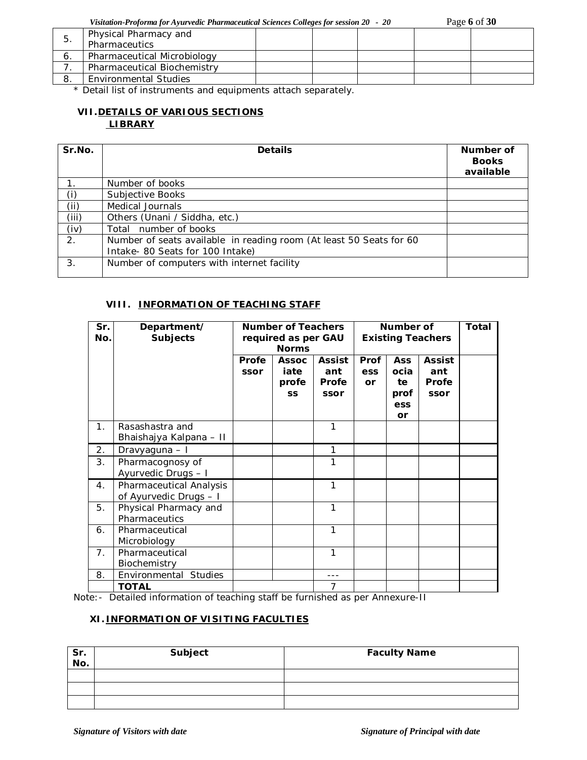| 5. | Physical Pharmacy and Pharmaceutics | | | | | |
|---|---|---|---|---|---|---|
| 6. | Pharmaceutical Microbiology | | | | | |
| 7. | Pharmaceutical Biochemistry | | | | | |
| 8. | Environmental Studies | | | | | |

\* Detail list of instruments and equipments attach separately.

### VII. DETAILS OF VARIOUS SECTIONS

#### LIBRARY

| Sr.No. | Details | Number of Books available |
|---|---|---|
| 1. | Number of books | |
| (i) | Subjective Books | |
| (ii) | Medical Journals | |
| (iii) | Others (Unani / Siddha, etc.) | |
| (iv) | Total number of books | |
| 2. | Number of seats available in reading room (At least 50 Seats for 60 Intake- 80 Seats for 100 Intake) | |
| 3. | Number of computers with internet facility | |

### VIII. INFORMATION OF TEACHING STAFF

| Sr. No. | Department/ Subjects | Number of Teachers required as per GAU Norms | | | Number of Existing Teachers | | | Total |
|---|---|---|---|---|---|---|---|---|
| | | Professor | Associate professor | Assistant Professor | Professor | Associate professor | Assistant Professor | |
| 1. | Rasashastra and Bhaishajya Kalpana – II | | | 1 | | | | |
| 2. | Dravyaguna – I | | | 1 | | | | |
| 3. | Pharmacognosy of Ayurvedic Drugs – I | | | 1 | | | | |
| 4. | Pharmaceutical Analysis of Ayurvedic Drugs – I | | | 1 | | | | |
| 5. | Physical Pharmacy and Pharmaceutics | | | 1 | | | | |
| 6. | Pharmaceutical Microbiology | | | 1 | | | | |
| 7. | Pharmaceutical Biochemistry | | | 1 | | | | |
| 8. | Environmental Studies | | | --- | | | | |
| | **TOTAL** | | | 7 | | | | |

Note:- Detailed information of teaching staff be furnished as per Annexure-II

### XI. INFORMATION OF VISITING FACULTIES

| Sr. No. | Subject | Faculty Name |
|---|---|---|
| | | |
| | | |
| | | |

*Signature of Visitors with date* *Signature of Principal with date*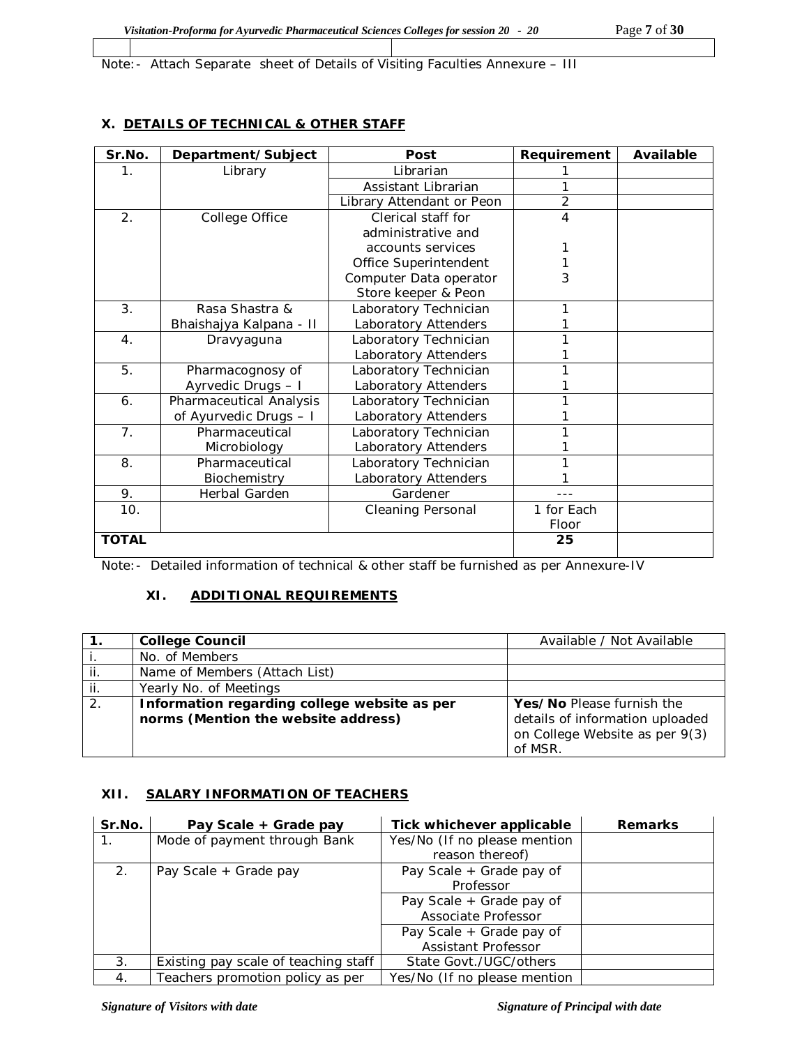| | | |
|---|---|---|

Note:- Attach Separate sheet of Details of Visiting Faculties Annexure – III

### X. DETAILS OF TECHNICAL & OTHER STAFF

| Sr.No. | Department/Subject | Post | Requirement | Available |
|---|---|---|---|---|
| 1. | Library | Librarian | 1 | |
| | | Assistant Librarian | 1 | |
| | | Library Attendant or Peon | 2 | |
| 2. | College Office | Clerical staff for administrative and accounts services<br>Office Superintendent<br>Computer Data operator<br>Store keeper & Peon | 4<br><br>1<br>1<br>3 | |
| 3. | Rasa Shastra & Bhaishajya Kalpana - II | Laboratory Technician<br>Laboratory Attenders | 1<br>1 | |
| 4. | Dravyaguna | Laboratory Technician<br>Laboratory Attenders | 1<br>1 | |
| 5. | Pharmacognosy of Ayrvedic Drugs – I | Laboratory Technician<br>Laboratory Attenders | 1<br>1 | |
| 6. | Pharmaceutical Analysis of Ayurvedic Drugs – I | Laboratory Technician<br>Laboratory Attenders | 1<br>1 | |
| 7. | Pharmaceutical Microbiology | Laboratory Technician<br>Laboratory Attenders | 1<br>1 | |
| 8. | Pharmaceutical Biochemistry | Laboratory Technician<br>Laboratory Attenders | 1<br>1 | |
| 9. | Herbal Garden | Gardener | --- | |
| 10. | | Cleaning Personal | 1 for Each Floor | |
| **TOTAL** | | | **25** | |

Note:- Detailed information of technical & other staff be furnished as per Annexure-IV

### XI. ADDITIONAL REQUIREMENTS

| 1. | **College Council** | Available / Not Available |
|---|---|---|
| i. | No. of Members | |
| ii. | Name of Members (Attach List) | |
| ii. | Yearly No. of Meetings | |
| 2. | **Information regarding college website as per norms (Mention the website address)** | **Yes/No** Please furnish the details of information uploaded on College Website as per 9(3) of MSR. |

### XII. SALARY INFORMATION OF TEACHERS

| Sr.No. | Pay Scale + Grade pay | Tick whichever applicable | Remarks |
|---|---|---|---|
| 1. | Mode of payment through Bank | Yes/No (If no please mention reason thereof) | |
| 2. | Pay Scale + Grade pay | Pay Scale + Grade pay of Professor | |
| | | Pay Scale + Grade pay of Associate Professor | |
| | | Pay Scale + Grade pay of Assistant Professor | |
| 3. | Existing pay scale of teaching staff | State Govt./UGC/others | |
| 4. | Teachers promotion policy as per | Yes/No (If no please mention | |

*Signature of Visitors with date* *Signature of Principal with date*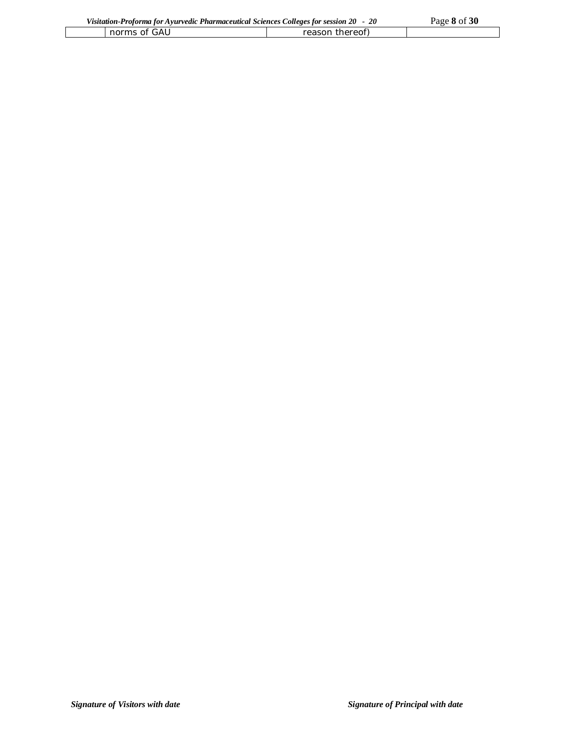| | | | |
|---|---|---|---|
| | norms of GAU | reason thereof) | |

*Signature of Visitors with date*

*Signature of Principal with date*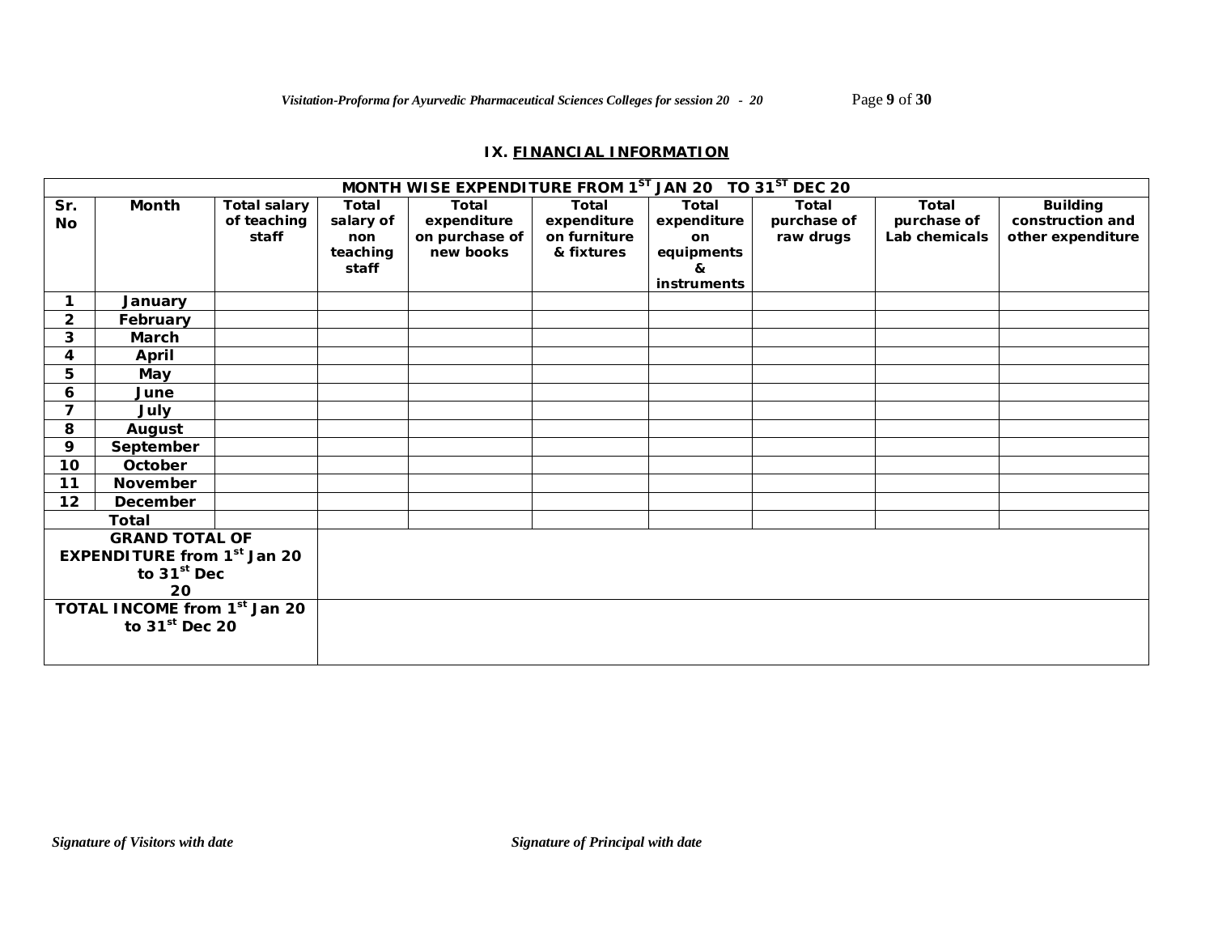## IX. FINANCIAL INFORMATION

| MONTH WISE EXPENDITURE FROM 1ST JAN 20 TO 31ST DEC 20 | | | | | | | | | |
|---|---|---|---|---|---|---|---|---|---|
| **Sr. No** | **Month** | **Total salary of teaching staff** | **Total salary of non teaching staff** | **Total expenditure on purchase of new books** | **Total expenditure on furniture & fixtures** | **Total expenditure on equipments & instruments** | **Total purchase of raw drugs** | **Total purchase of Lab chemicals** | **Building construction and other expenditure** |
| 1 | January | | | | | | | | |
| 2 | February | | | | | | | | |
| 3 | March | | | | | | | | |
| 4 | April | | | | | | | | |
| 5 | May | | | | | | | | |
| 6 | June | | | | | | | | |
| 7 | July | | | | | | | | |
| 8 | August | | | | | | | | |
| 9 | September | | | | | | | | |
| 10 | October | | | | | | | | |
| 11 | November | | | | | | | | |
| 12 | December | | | | | | | | |
| | Total | | | | | | | | |
| GRAND TOTAL OF EXPENDITURE from 1st Jan 20 to 31st Dec 20 | | | | | | | | | |
| TOTAL INCOME from 1st Jan 20 to 31st Dec 20 | | | | | | | | | |

*Signature of Visitors with date* *Signature of Principal with date*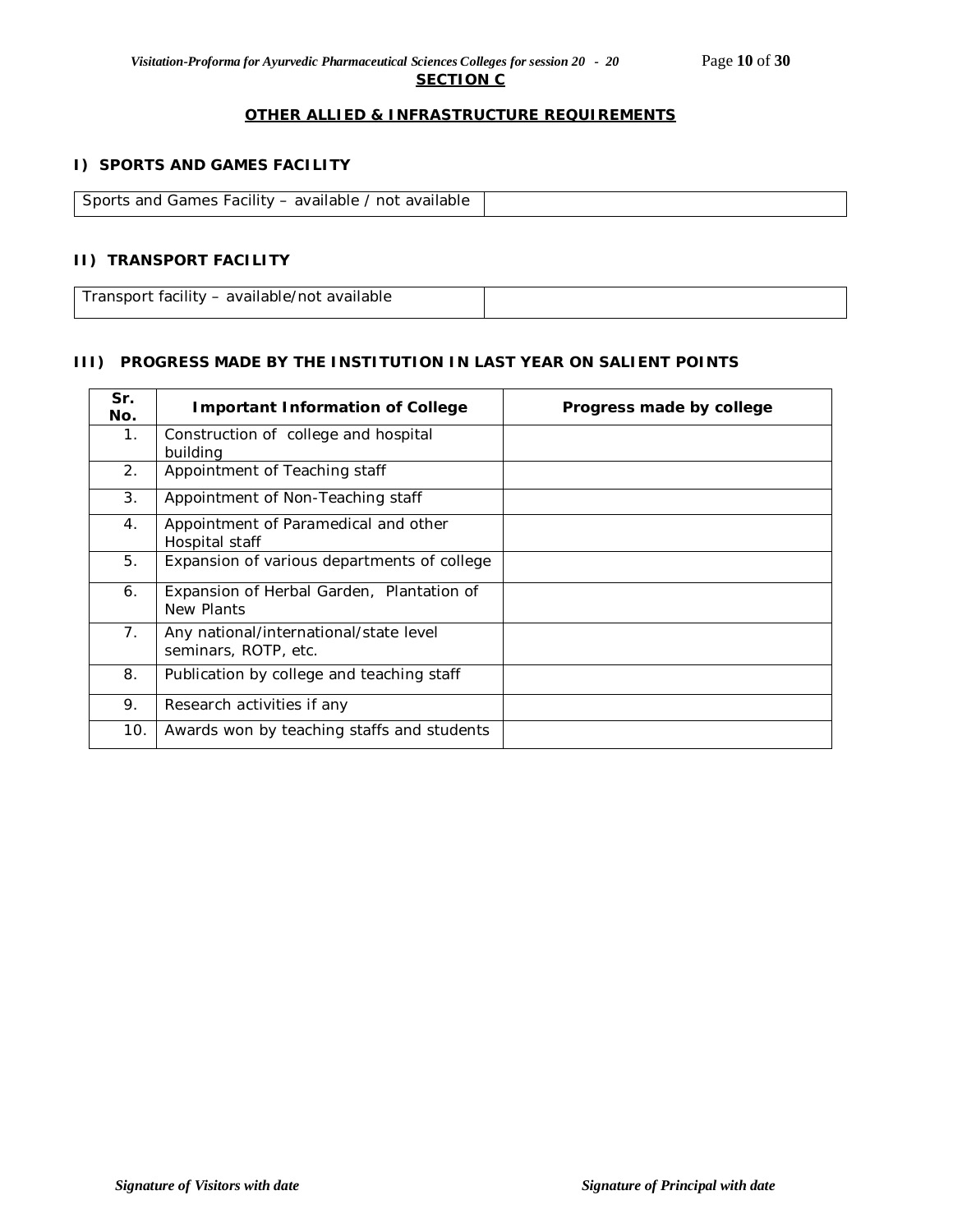## SECTION C

### OTHER ALLIED & INFRASTRUCTURE REQUIREMENTS

**I) SPORTS AND GAMES FACILITY**

| Sports and Games Facility – available / not available | |
|---|---|

**II) TRANSPORT FACILITY**

| Transport facility – available/not available | |
|---|---|

**III) PROGRESS MADE BY THE INSTITUTION IN LAST YEAR ON SALIENT POINTS**

| Sr. No. | Important Information of College | Progress made by college |
|---|---|---|
| 1. | Construction of college and hospital building | |
| 2. | Appointment of Teaching staff | |
| 3. | Appointment of Non-Teaching staff | |
| 4. | Appointment of Paramedical and other Hospital staff | |
| 5. | Expansion of various departments of college | |
| 6. | Expansion of Herbal Garden, Plantation of New Plants | |
| 7. | Any national/international/state level seminars, ROTP, etc. | |
| 8. | Publication by college and teaching staff | |
| 9. | Research activities if any | |
| 10. | Awards won by teaching staffs and students | |

*Signature of Visitors with date* *Signature of Principal with date*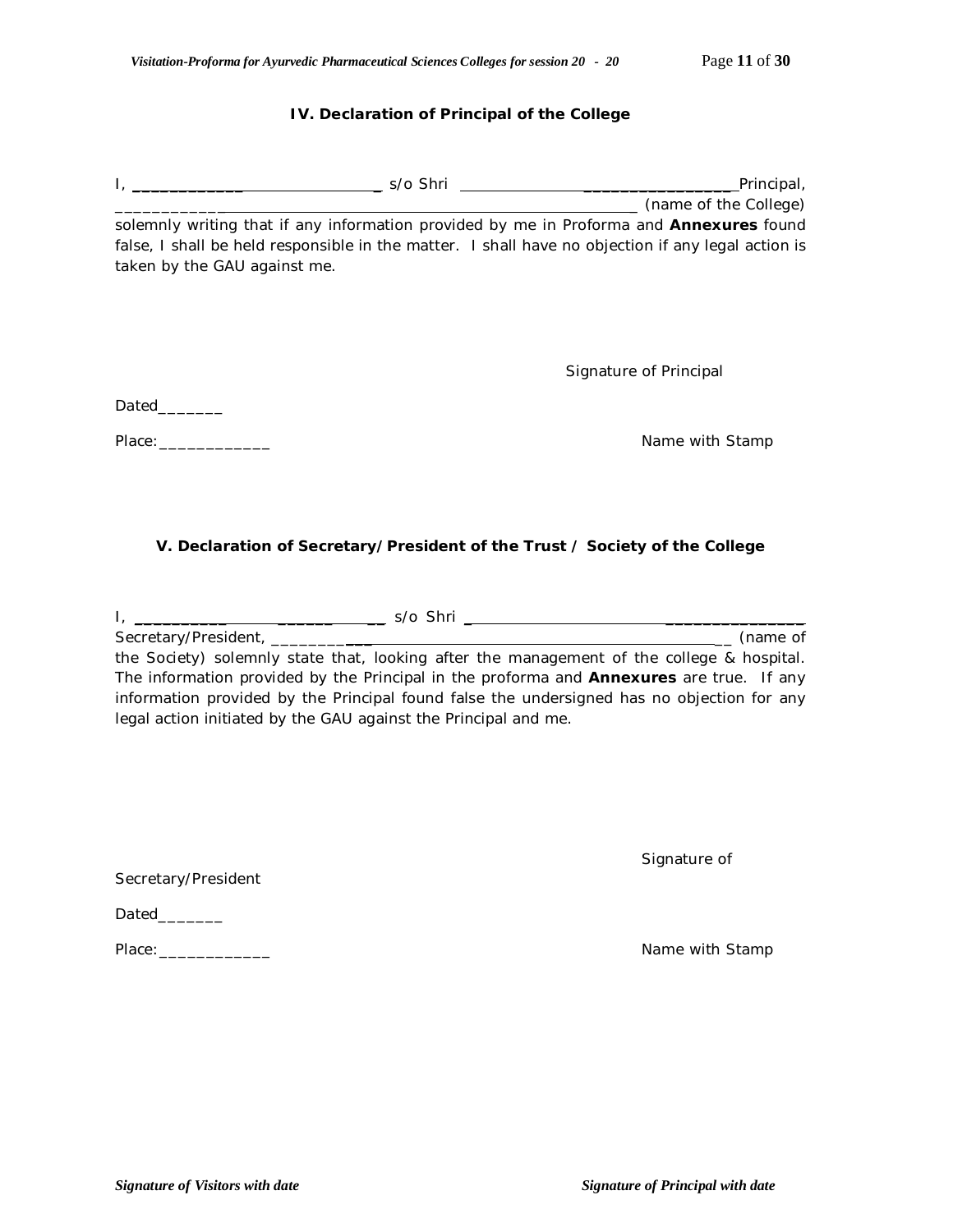## IV. Declaration of Principal of the College

I, _____________________________ s/o Shri _______________________________Principal, ______________________________________________________________ (name of the College) solemnly writing that if any information provided by me in Proforma and **Annexures** found false, I shall be held responsible in the matter. I shall have no objection if any legal action is taken by the GAU against me.

Signature of Principal

Dated_______

Place:____________

Name with Stamp

## V. Declaration of Secretary/President of the Trust / Society of the College

I, ______________________________ s/o Shri ________________________________________ Secretary/President, _______________________________________________________ (name of the Society) solemnly state that, looking after the management of the college & hospital. The information provided by the Principal in the proforma and **Annexures** are true. If any information provided by the Principal found false the undersigned has no objection for any legal action initiated by the GAU against the Principal and me.

Signature of Secretary/President

Dated_______

Place:____________

Name with Stamp

*Signature of Visitors with date* *Signature of Principal with date*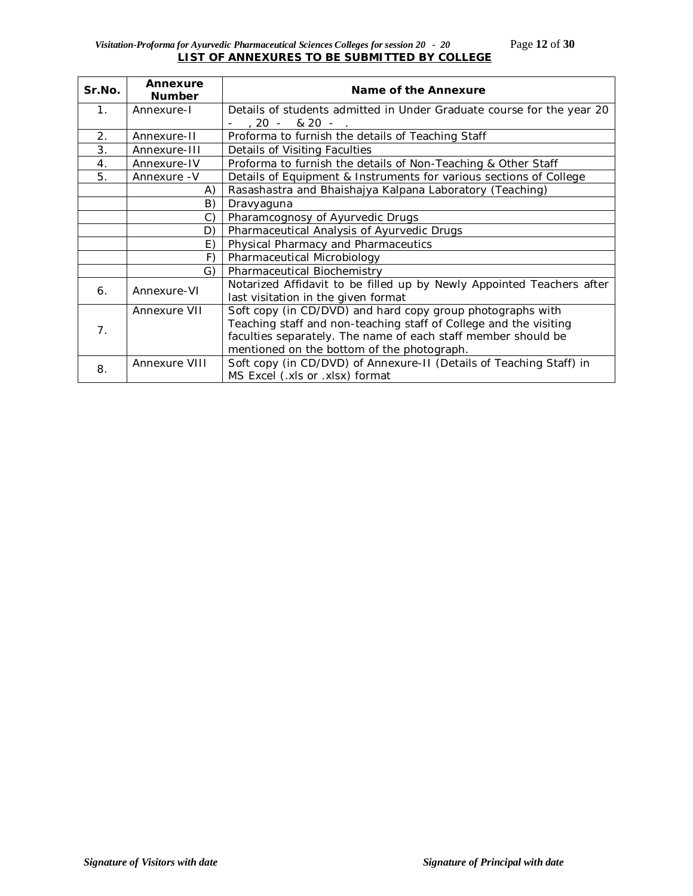## LIST OF ANNEXURES TO BE SUBMITTED BY COLLEGE

| Sr.No. | Annexure Number | Name of the Annexure |
|---|---|---|
| 1. | Annexure-I | Details of students admitted in Under Graduate course for the year 20 - , 20 - & 20 - . |
| 2. | Annexure-II | Proforma to furnish the details of Teaching Staff |
| 3. | Annexure-III | Details of Visiting Faculties |
| 4. | Annexure-IV | Proforma to furnish the details of Non-Teaching & Other Staff |
| 5. | Annexure -V | Details of Equipment & Instruments for various sections of College |
| | A) | Rasashastra and Bhaishajya Kalpana Laboratory (Teaching) |
| | B) | Dravyaguna |
| | C) | Pharamcognosy of Ayurvedic Drugs |
| | D) | Pharmaceutical Analysis of Ayurvedic Drugs |
| | E) | Physical Pharmacy and Pharmaceutics |
| | F) | Pharmaceutical Microbiology |
| | G) | Pharmaceutical Biochemistry |
| 6. | Annexure-VI | Notarized Affidavit to be filled up by Newly Appointed Teachers after last visitation in the given format |
| 7. | Annexure VII | Soft copy (in CD/DVD) and hard copy group photographs with Teaching staff and non-teaching staff of College and the visiting faculties separately. The name of each staff member should be mentioned on the bottom of the photograph. |
| 8. | Annexure VIII | Soft copy (in CD/DVD) of Annexure-II (Details of Teaching Staff) in MS Excel (.xls or .xlsx) format |

*Signature of Visitors with date* *Signature of Principal with date*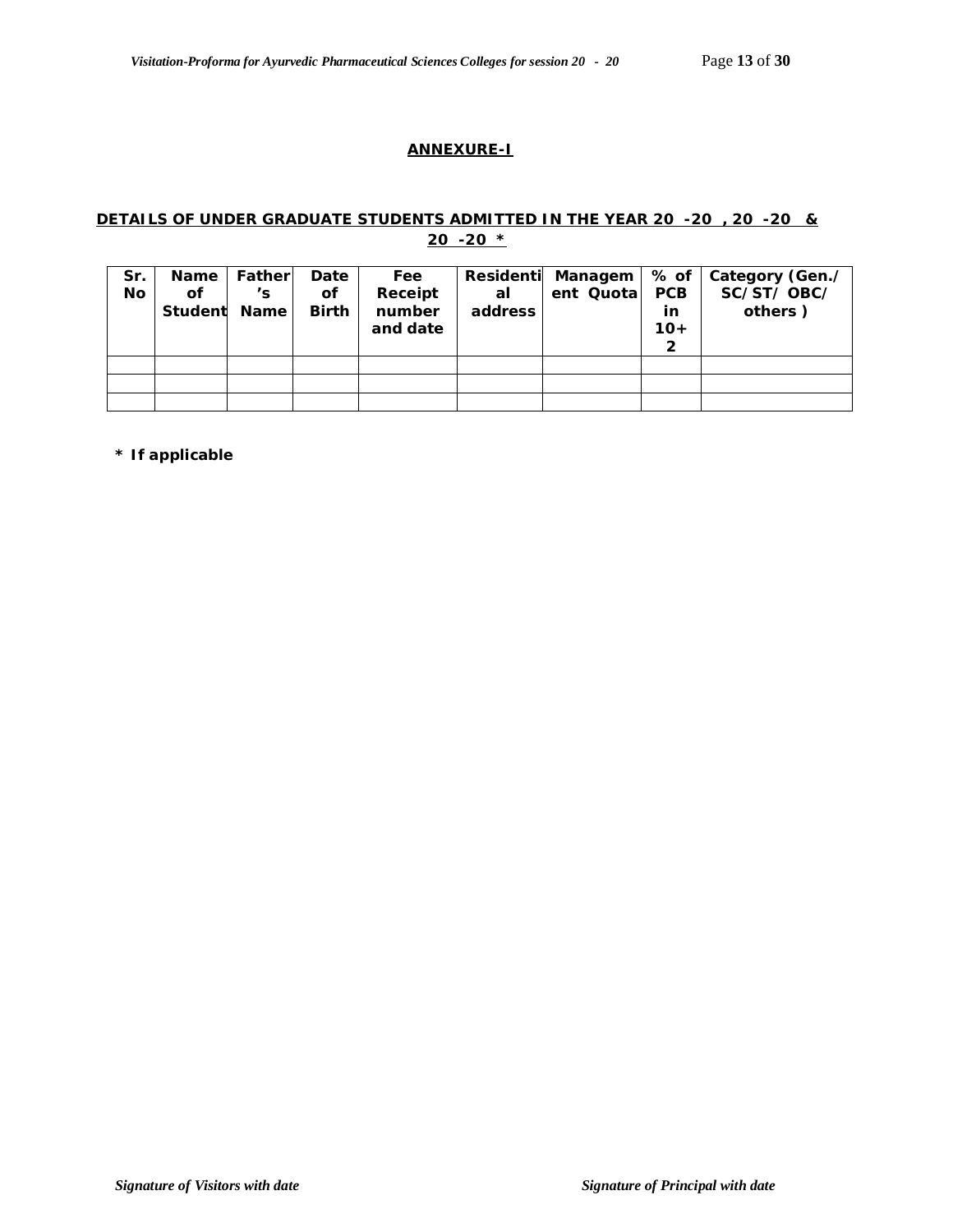## ANNEXURE-I

### DETAILS OF UNDER GRADUATE STUDENTS ADMITTED IN THE YEAR 20 -20 , 20 -20 & 20 -20 *

| Sr. No | Name of Student | Father's Name | Date of Birth | Fee Receipt number and date | Residential address | Management Quota | % of PCB in 10+2 | Category (Gen./ SC/ST/ OBC/ others ) |
|---|---|---|---|---|---|---|---|---|
| | | | | | | | | |
| | | | | | | | | |
| | | | | | | | | |

**\* If applicable**

*Signature of Visitors with date* *Signature of Principal with date*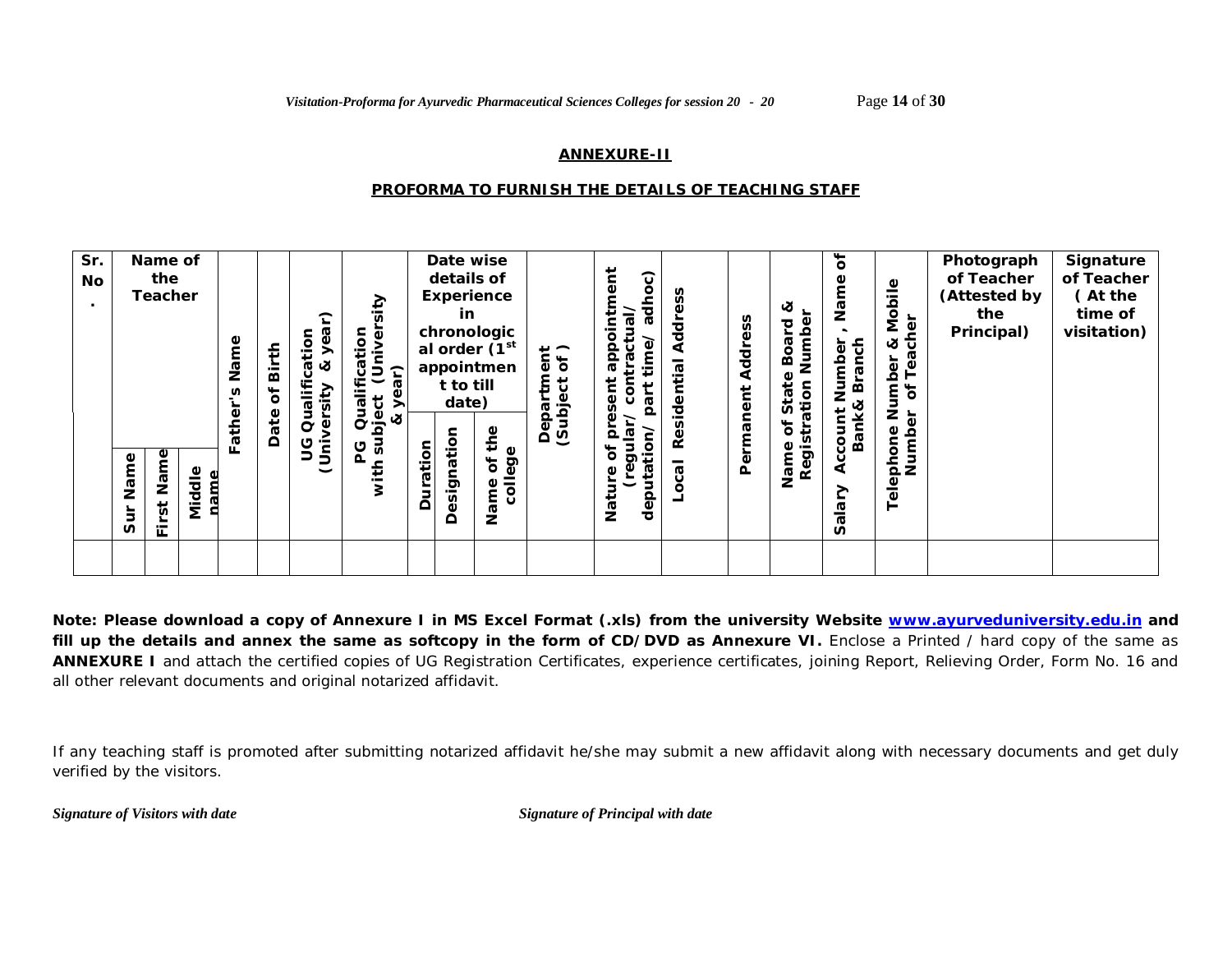**ANNEXURE-II**

**PROFORMA TO FURNISH THE DETAILS OF TEACHING STAFF**

| Sr. No. | Name of the Teacher | | | Father's Name | Date of Birth | UG Qualification (University & year) | PG Qualification with subject (University & year) | Date wise details of Experience in chronological order (1st appointment to till date) | | | Department (Subject of ) | Nature of present appointment (regular/ contractual/ deputation/ part time/ adhoc) | Local Residential Address | Permanent Address | Name of State Board & Registration Number | Salary Account Number , Name of Bank& Branch | Telephone Number & Mobile Number of Teacher | Photograph of Teacher (Attested by the Principal) | Signature of Teacher ( At the time of visitation) |
|---|---|---|---|---|---|---|---|---|---|---|---|---|---|---|---|---|---|---|---|
| | Sur Name | First Name | Middle name | | | | | Duration | Designation | Name of the college | | | | | | | | | |
| | | | | | | | | | | | | | | | | | | | |

**Note: Please download a copy of Annexure I in MS Excel Format (.xls) from the university Website www.ayurveduniversity.edu.in and fill up the details and annex the same as softcopy in the form of CD/DVD as Annexure VI.** Enclose a Printed / hard copy of the same as **ANNEXURE I** and attach the certified copies of UG Registration Certificates, experience certificates, joining Report, Relieving Order, Form No. 16 and all other relevant documents and original notarized affidavit.

If any teaching staff is promoted after submitting notarized affidavit he/she may submit a new affidavit along with necessary documents and get duly verified by the visitors.

***Signature of Visitors with date*** ***Signature of Principal with date***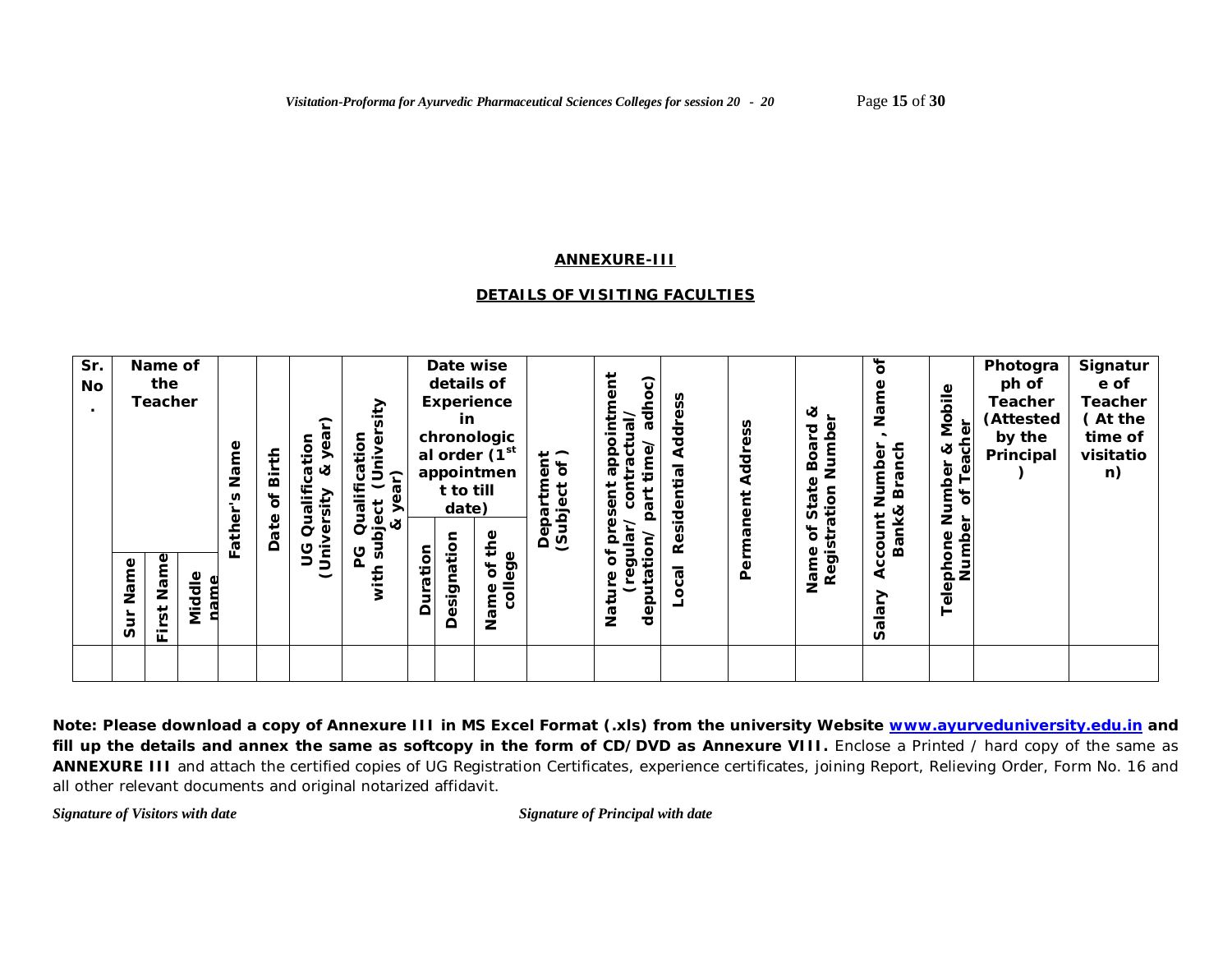## ANNEXURE-III

## DETAILS OF VISITING FACULTIES

| Sr. No. | Name of the Teacher | | | Father's Name | Date of Birth | UG Qualification (University & year) | PG Qualification with subject (University & year) | Date wise details of Experience in chronological order (1st appointment to till date) | | | Department (Subject of ) | Nature of present appointment (regular/ contractual/ deputation/ part time/ adhoc) | Local Residential Address | Permanent Address | Name of State Board & Registration Number | Salary Account Number , Name of Bank& Branch | Telephone Number & Mobile Number of Teacher | Photograph of Teacher (Attested by the Principal ) | Signature of Teacher ( At the time of visitation) |
|---|---|---|---|---|---|---|---|---|---|---|---|---|---|---|---|---|---|---|---|
| | Sur Name | First Name | Middle name | | | | | Duration | Designation | Name of the college | | | | | | | | | |
| | | | | | | | | | | | | | | | | | | | |

**Note: Please download a copy of Annexure III in MS Excel Format (.xls) from the university Website [www.ayurveduniversity.edu.in](http://www.ayurveduniversity.edu.in) and fill up the details and annex the same as softcopy in the form of CD/DVD as Annexure VIII.** Enclose a Printed / hard copy of the same as **ANNEXURE III** and attach the certified copies of UG Registration Certificates, experience certificates, joining Report, Relieving Order, Form No. 16 and all other relevant documents and original notarized affidavit.

*Signature of Visitors with date* *Signature of Principal with date*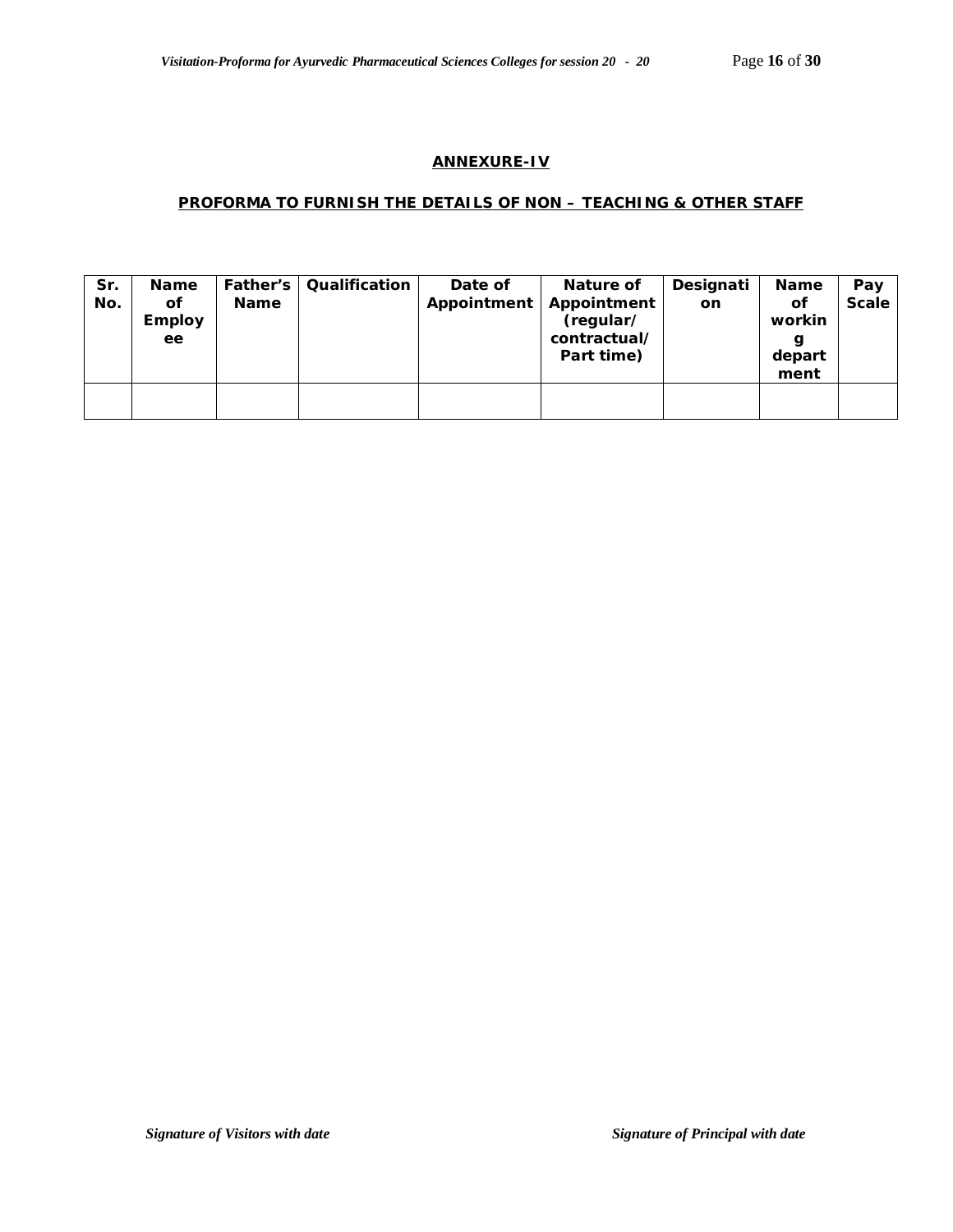## ANNEXURE-IV

### PROFORMA TO FURNISH THE DETAILS OF NON – TEACHING & OTHER STAFF

| Sr. No. | Name of Employee | Father's Name | Qualification | Date of Appointment | Nature of Appointment (regular/ contractual/ Part time) | Designation | Name of working department | Pay Scale |
|---|---|---|---|---|---|---|---|---|
| | | | | | | | | |

*Signature of Visitors with date*

*Signature of Principal with date*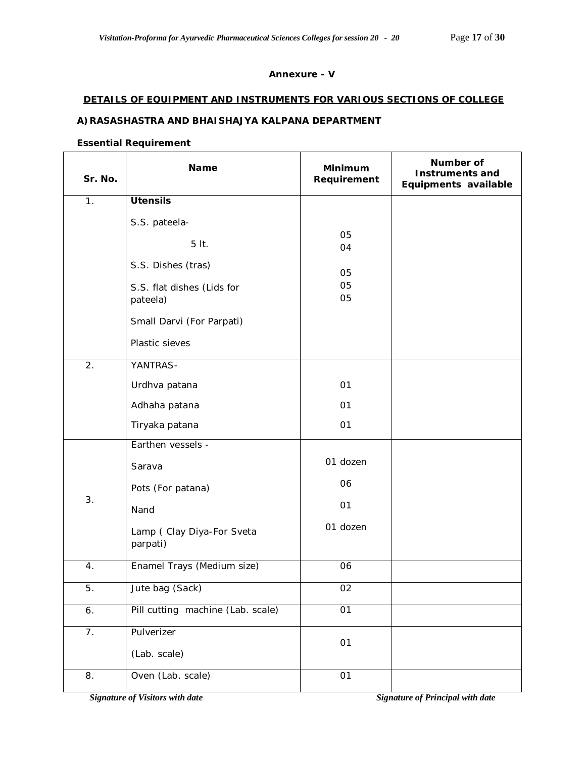**Annexure - V**

**DETAILS OF EQUIPMENT AND INSTRUMENTS FOR VARIOUS SECTIONS OF COLLEGE**

**A) RASASHASTRA AND BHAISHAJYA KALPANA DEPARTMENT**

**Essential Requirement**

| Sr. No. | Name | Minimum Requirement | Number of Instruments and Equipments available |
|---|---|---|---|
| 1. | **Utensils**<br>S.S. pateela-<br>5 lt.<br>S.S. Dishes (tras)<br>S.S. flat dishes (Lids for pateela)<br>Small Darvi (For Parpati)<br>Plastic sieves | 05<br>04<br>05<br>05<br>05 | |
| 2. | YANTRAS-<br>Urdhva patana<br>Adhaha patana<br>Tiryaka patana | 01<br>01<br>01 | |
| 3. | Earthen vessels -<br>Sarava<br>Pots (For patana)<br>Nand<br>Lamp ( Clay Diya-For Sveta parpati) | 01 dozen<br>06<br>01<br>01 dozen | |
| 4. | Enamel Trays (Medium size) | 06 | |
| 5. | Jute bag (Sack) | 02 | |
| 6. | Pill cutting machine (Lab. scale) | 01 | |
| 7. | Pulverizer<br>(Lab. scale) | 01 | |
| 8. | Oven (Lab. scale) | 01 | |

*Signature of Visitors with date* *Signature of Principal with date*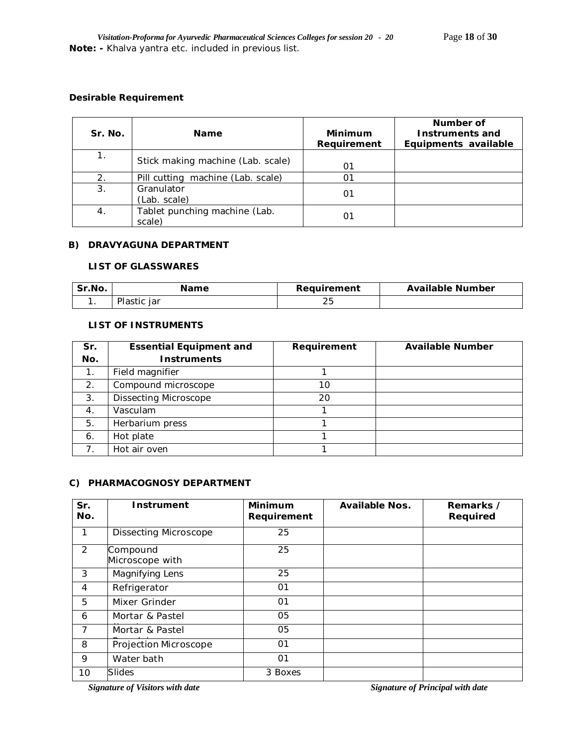**Note: -** Khalva yantra etc. included in previous list.

**Desirable Requirement**

| Sr. No. | Name | Minimum Requirement | Number of Instruments and Equipments available |
|---|---|---|---|
| 1. | Stick making machine (Lab. scale) | 01 | |
| 2. | Pill cutting machine (Lab. scale) | 01 | |
| 3. | Granulator (Lab. scale) | 01 | |
| 4. | Tablet punching machine (Lab. scale) | 01 | |

## B) DRAVYAGUNA DEPARTMENT

### LIST OF GLASSWARES

| Sr.No. | Name | Requirement | Available Number |
|---|---|---|---|
| 1. | Plastic jar | 25 | |

### LIST OF INSTRUMENTS

| Sr. No. | Essential Equipment and Instruments | Requirement | Available Number |
|---|---|---|---|
| 1. | Field magnifier | 1 | |
| 2. | Compound microscope | 10 | |
| 3. | Dissecting Microscope | 20 | |
| 4. | Vasculam | 1 | |
| 5. | Herbarium press | 1 | |
| 6. | Hot plate | 1 | |
| 7. | Hot air oven | 1 | |

## C) PHARMACOGNOSY DEPARTMENT

| Sr. No. | Instrument | Minimum Requirement | Available Nos. | Remarks / Required |
|---|---|---|---|---|
| 1 | Dissecting Microscope | 25 | | |
| 2 | Compound Microscope with | 25 | | |
| 3 | Magnifying Lens | 25 | | |
| 4 | Refrigerator | 01 | | |
| 5 | Mixer Grinder | 01 | | |
| 6 | Mortar & Pastel | 05 | | |
| 7 | Mortar & Pastel | 05 | | |
| 8 | Projection Microscope | 01 | | |
| 9 | Water bath | 01 | | |
| 10 | Slides | 3 Boxes | | |

*Signature of Visitors with date* *Signature of Principal with date*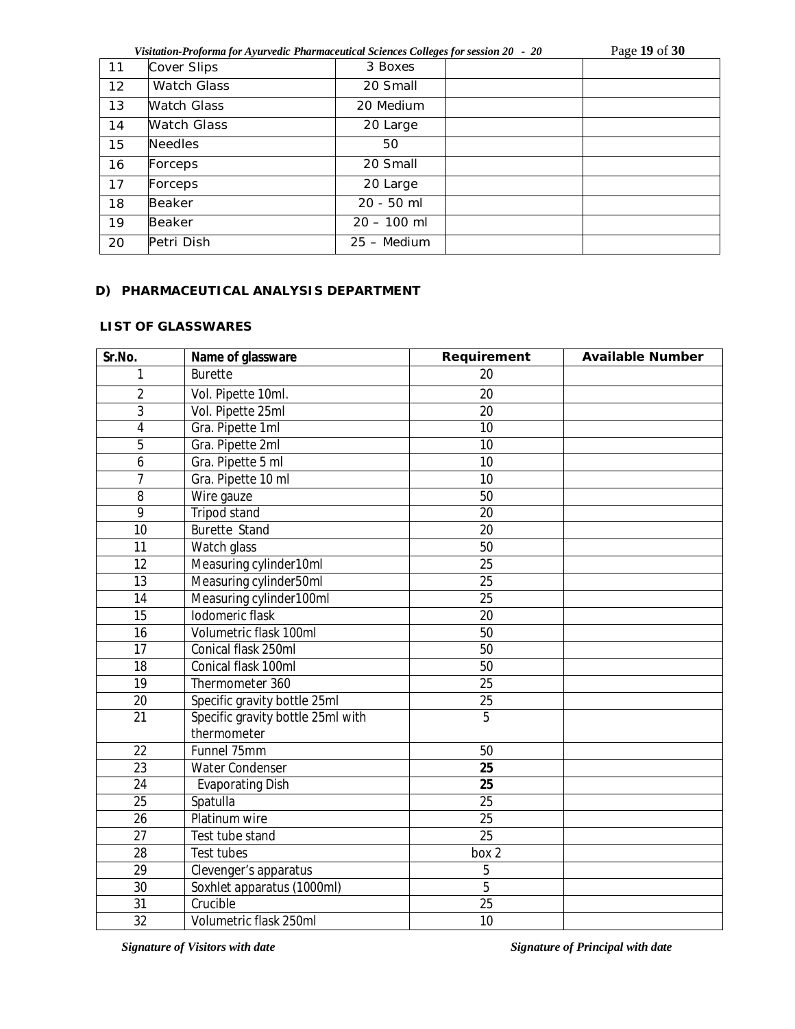| 11 | Cover Slips | 3 Boxes | | |
|---|---|---|---|---|
| 12 | Watch Glass | 20 Small | | |
| 13 | Watch Glass | 20 Medium | | |
| 14 | Watch Glass | 20 Large | | |
| 15 | Needles | 50 | | |
| 16 | Forceps | 20 Small | | |
| 17 | Forceps | 20 Large | | |
| 18 | Beaker | 20 - 50 ml | | |
| 19 | Beaker | 20 – 100 ml | | |
| 20 | Petri Dish | 25 – Medium | | |

**D) PHARMACEUTICAL ANALYSIS DEPARTMENT**

**LIST OF GLASSWARES**

| Sr.No. | Name of glassware | Requirement | Available Number |
|---|---|---|---|
| 1 | Burette | 20 | |
| 2 | Vol. Pipette 10ml. | 20 | |
| 3 | Vol. Pipette 25ml | 20 | |
| 4 | Gra. Pipette 1ml | 10 | |
| 5 | Gra. Pipette 2ml | 10 | |
| 6 | Gra. Pipette 5 ml | 10 | |
| 7 | Gra. Pipette 10 ml | 10 | |
| 8 | Wire gauze | 50 | |
| 9 | Tripod stand | 20 | |
| 10 | Burette Stand | 20 | |
| 11 | Watch glass | 50 | |
| 12 | Measuring cylinder10ml | 25 | |
| 13 | Measuring cylinder50ml | 25 | |
| 14 | Measuring cylinder100ml | 25 | |
| 15 | Iodomeric flask | 20 | |
| 16 | Volumetric flask 100ml | 50 | |
| 17 | Conical flask 250ml | 50 | |
| 18 | Conical flask 100ml | 50 | |
| 19 | Thermometer 360 | 25 | |
| 20 | Specific gravity bottle 25ml | 25 | |
| 21 | Specific gravity bottle 25ml with thermometer | 5 | |
| 22 | Funnel 75mm | 50 | |
| 23 | Water Condenser | **25** | |
| 24 | Evaporating Dish | **25** | |
| 25 | Spatulla | 25 | |
| 26 | Platinum wire | 25 | |
| 27 | Test tube stand | 25 | |
| 28 | Test tubes | box 2 | |
| 29 | Clevenger's apparatus | 5 | |
| 30 | Soxhlet apparatus (1000ml) | 5 | |
| 31 | Crucible | 25 | |
| 32 | Volumetric flask 250ml | 10 | |

*Signature of Visitors with date* *Signature of Principal with date*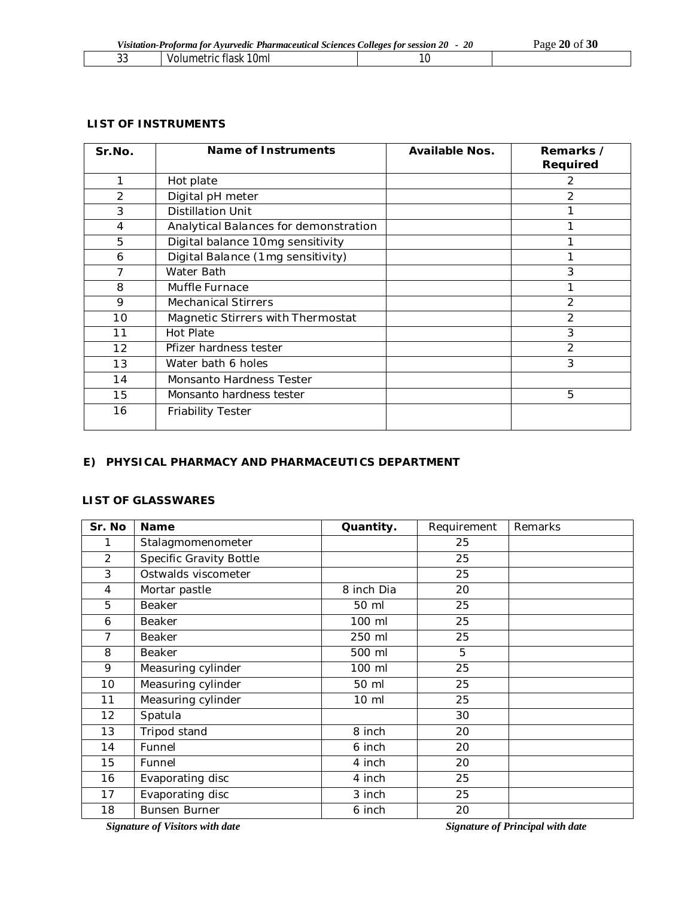| 33 | Volumetric flask 10ml | 10 | |
|---|---|---|---|

**LIST OF INSTRUMENTS**

| Sr.No. | Name of Instruments | Available Nos. | Remarks / Required |
|---|---|---|---|
| 1 | Hot plate | | 2 |
| 2 | Digital pH meter | | 2 |
| 3 | Distillation Unit | | 1 |
| 4 | Analytical Balances for demonstration | | 1 |
| 5 | Digital balance 10mg sensitivity | | 1 |
| 6 | Digital Balance (1mg sensitivity) | | 1 |
| 7 | Water Bath | | 3 |
| 8 | Muffle Furnace | | 1 |
| 9 | Mechanical Stirrers | | 2 |
| 10 | Magnetic Stirrers with Thermostat | | 2 |
| 11 | Hot Plate | | 3 |
| 12 | Pfizer hardness tester | | 2 |
| 13 | Water bath 6 holes | | 3 |
| 14 | Monsanto Hardness Tester | | |
| 15 | Monsanto hardness tester | | 5 |
| 16 | Friability Tester | | |

**E) PHYSICAL PHARMACY AND PHARMACEUTICS DEPARTMENT**

**LIST OF GLASSWARES**

| Sr. No | Name | Quantity. | Requirement | Remarks |
|---|---|---|---|---|
| 1 | Stalagmomenometer | | 25 | |
| 2 | Specific Gravity Bottle | | 25 | |
| 3 | Ostwalds viscometer | | 25 | |
| 4 | Mortar pastle | 8 inch Dia | 20 | |
| 5 | Beaker | 50 ml | 25 | |
| 6 | Beaker | 100 ml | 25 | |
| 7 | Beaker | 250 ml | 25 | |
| 8 | Beaker | 500 ml | 5 | |
| 9 | Measuring cylinder | 100 ml | 25 | |
| 10 | Measuring cylinder | 50 ml | 25 | |
| 11 | Measuring cylinder | 10 ml | 25 | |
| 12 | Spatula | | 30 | |
| 13 | Tripod stand | 8 inch | 20 | |
| 14 | Funnel | 6 inch | 20 | |
| 15 | Funnel | 4 inch | 20 | |
| 16 | Evaporating disc | 4 inch | 25 | |
| 17 | Evaporating disc | 3 inch | 25 | |
| 18 | Bunsen Burner | 6 inch | 20 | |

***Signature of Visitors with date*** ***Signature of Principal with date***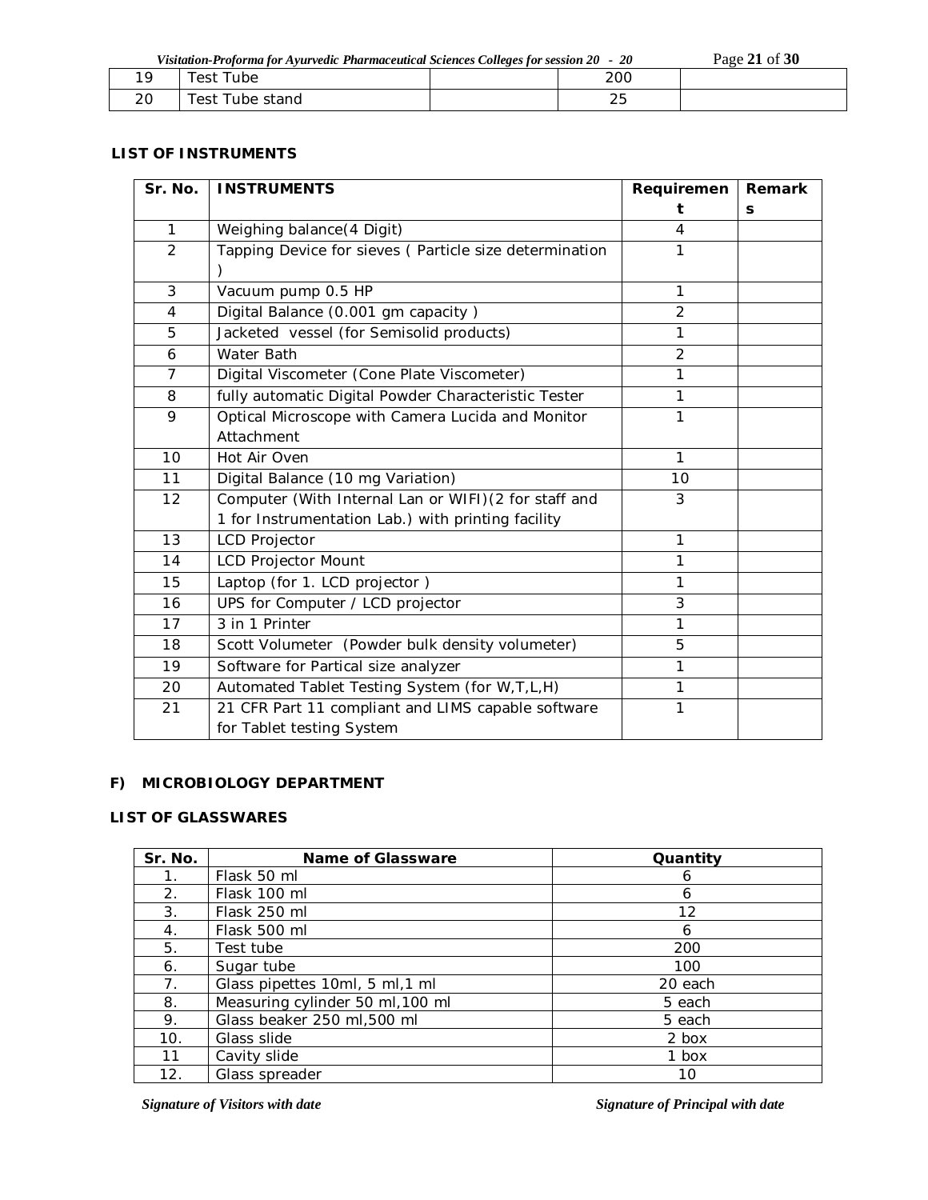| 19 | Test Tube | | 200 | |
|---|---|---|---|---|
| 20 | Test Tube stand | | 25 | |

**LIST OF INSTRUMENTS**

| Sr. No. | INSTRUMENTS | Requirement | Remarks |
|---|---|---|---|
| 1 | Weighing balance(4 Digit) | 4 | |
| 2 | Tapping Device for sieves ( Particle size determination ) | 1 | |
| 3 | Vacuum pump 0.5 HP | 1 | |
| 4 | Digital Balance (0.001 gm capacity ) | 2 | |
| 5 | Jacketed vessel (for Semisolid products) | 1 | |
| 6 | Water Bath | 2 | |
| 7 | Digital Viscometer (Cone Plate Viscometer) | 1 | |
| 8 | fully automatic Digital Powder Characteristic Tester | 1 | |
| 9 | Optical Microscope with Camera Lucida and Monitor Attachment | 1 | |
| 10 | Hot Air Oven | 1 | |
| 11 | Digital Balance (10 mg Variation) | 10 | |
| 12 | Computer (With Internal Lan or WIFI)(2 for staff and 1 for Instrumentation Lab.) with printing facility | 3 | |
| 13 | LCD Projector | 1 | |
| 14 | LCD Projector Mount | 1 | |
| 15 | Laptop (for 1. LCD projector ) | 1 | |
| 16 | UPS for Computer / LCD projector | 3 | |
| 17 | 3 in 1 Printer | 1 | |
| 18 | Scott Volumeter (Powder bulk density volumeter) | 5 | |
| 19 | Software for Partical size analyzer | 1 | |
| 20 | Automated Tablet Testing System (for W,T,L,H) | 1 | |
| 21 | 21 CFR Part 11 compliant and LIMS capable software for Tablet testing System | 1 | |

**F) MICROBIOLOGY DEPARTMENT**

**LIST OF GLASSWARES**

| Sr. No. | Name of Glassware | Quantity |
|---|---|---|
| 1. | Flask 50 ml | 6 |
| 2. | Flask 100 ml | 6 |
| 3. | Flask 250 ml | 12 |
| 4. | Flask 500 ml | 6 |
| 5. | Test tube | 200 |
| 6. | Sugar tube | 100 |
| 7. | Glass pipettes 10ml, 5 ml,1 ml | 20 each |
| 8. | Measuring cylinder 50 ml,100 ml | 5 each |
| 9. | Glass beaker 250 ml,500 ml | 5 each |
| 10. | Glass slide | 2 box |
| 11 | Cavity slide | 1 box |
| 12. | Glass spreader | 10 |

*Signature of Visitors with date* *Signature of Principal with date*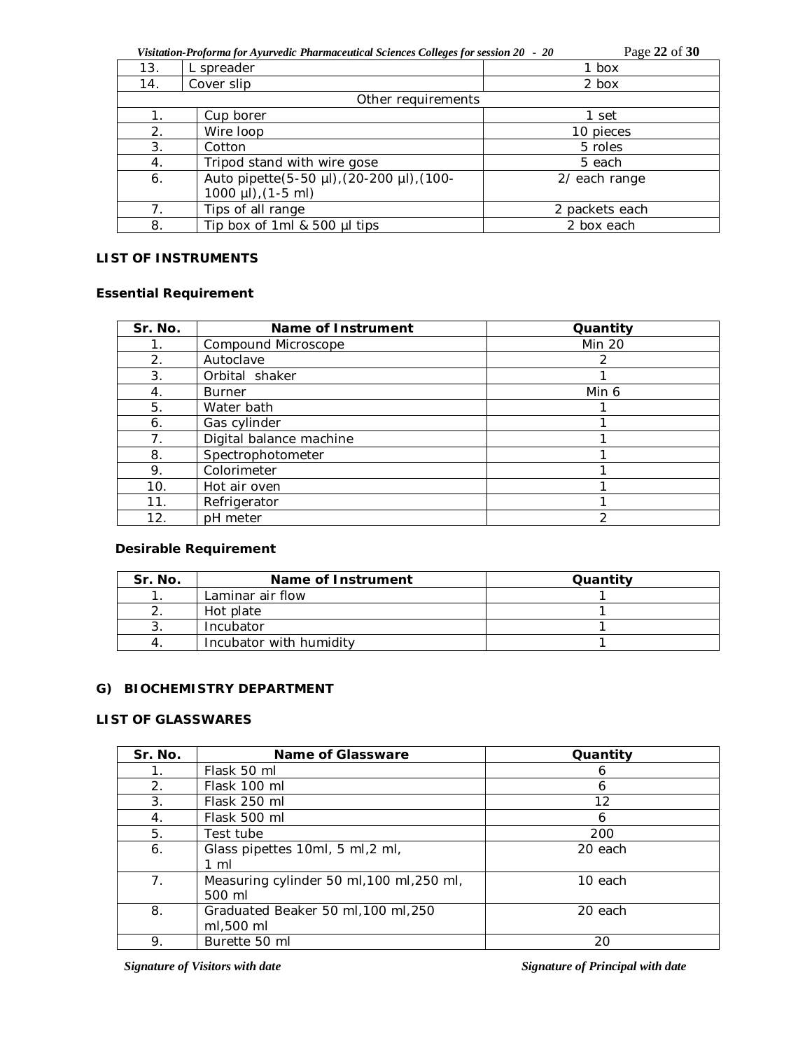| | | |
|---|---|---|
| 13. | L spreader | 1 box |
| 14. | Cover slip | 2 box |
| | Other requirements | |
| 1. | Cup borer | 1 set |
| 2. | Wire loop | 10 pieces |
| 3. | Cotton | 5 roles |
| 4. | Tripod stand with wire gose | 5 each |
| 6. | Auto pipette(5-50 µl),(20-200 µl),(100-1000 µl),(1-5 ml) | 2/ each range |
| 7. | Tips of all range | 2 packets each |
| 8. | Tip box of 1ml & 500 µl tips | 2 box each |

**LIST OF INSTRUMENTS**

**Essential Requirement**

| Sr. No. | Name of Instrument | Quantity |
|---|---|---|
| 1. | Compound Microscope | Min 20 |
| 2. | Autoclave | 2 |
| 3. | Orbital shaker | 1 |
| 4. | Burner | Min 6 |
| 5. | Water bath | 1 |
| 6. | Gas cylinder | 1 |
| 7. | Digital balance machine | 1 |
| 8. | Spectrophotometer | 1 |
| 9. | Colorimeter | 1 |
| 10. | Hot air oven | 1 |
| 11. | Refrigerator | 1 |
| 12. | pH meter | 2 |

**Desirable Requirement**

| Sr. No. | Name of Instrument | Quantity |
|---|---|---|
| 1. | Laminar air flow | 1 |
| 2. | Hot plate | 1 |
| 3. | Incubator | 1 |
| 4. | Incubator with humidity | 1 |

**G) BIOCHEMISTRY DEPARTMENT**

**LIST OF GLASSWARES**

| Sr. No. | Name of Glassware | Quantity |
|---|---|---|
| 1. | Flask 50 ml | 6 |
| 2. | Flask 100 ml | 6 |
| 3. | Flask 250 ml | 12 |
| 4. | Flask 500 ml | 6 |
| 5. | Test tube | 200 |
| 6. | Glass pipettes 10ml, 5 ml,2 ml, 1 ml | 20 each |
| 7. | Measuring cylinder 50 ml,100 ml,250 ml, 500 ml | 10 each |
| 8. | Graduated Beaker 50 ml,100 ml,250 ml,500 ml | 20 each |
| 9. | Burette 50 ml | 20 |

*Signature of Visitors with date* *Signature of Principal with date*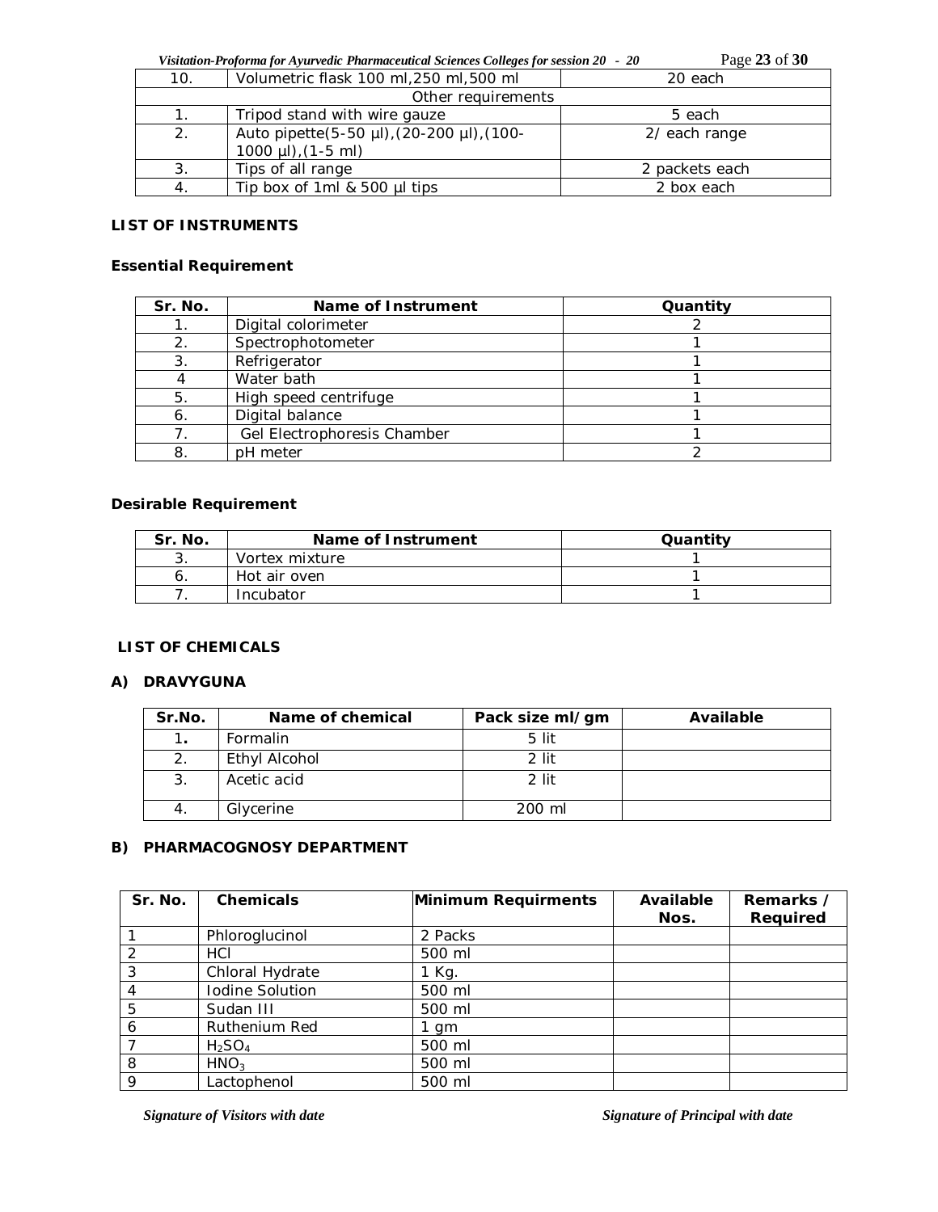| 10. | Volumetric flask 100 ml,250 ml,500 ml | 20 each |
|---|---|---|
| Other requirements | | |
| 1. | Tripod stand with wire gauze | 5 each |
| 2. | Auto pipette(5-50 µl),(20-200 µl),(100-1000 µl),(1-5 ml) | 2/ each range |
| 3. | Tips of all range | 2 packets each |
| 4. | Tip box of 1ml & 500 µl tips | 2 box each |

**LIST OF INSTRUMENTS**

**Essential Requirement**

| Sr. No. | Name of Instrument | Quantity |
|---|---|---|
| 1. | Digital colorimeter | 2 |
| 2. | Spectrophotometer | 1 |
| 3. | Refrigerator | 1 |
| 4 | Water bath | 1 |
| 5. | High speed centrifuge | 1 |
| 6. | Digital balance | 1 |
| 7. | Gel Electrophoresis Chamber | 1 |
| 8. | pH meter | 2 |

**Desirable Requirement**

| Sr. No. | Name of Instrument | Quantity |
|---|---|---|
| 3. | Vortex mixture | 1 |
| 6. | Hot air oven | 1 |
| 7. | Incubator | 1 |

**LIST OF CHEMICALS**

**A) DRAVYGUNA**

| Sr.No. | Name of chemical | Pack size ml/gm | Available |
|---|---|---|---|
| 1. | Formalin | 5 lit | |
| 2. | Ethyl Alcohol | 2 lit | |
| 3. | Acetic acid | 2 lit | |
| 4. | Glycerine | 200 ml | |

**B) PHARMACOGNOSY DEPARTMENT**

| Sr. No. | Chemicals | Minimum Requirments | Available Nos. | Remarks / Required |
|---|---|---|---|---|
| 1 | Phloroglucinol | 2 Packs | | |
| 2 | HCl | 500 ml | | |
| 3 | Chloral Hydrate | 1 Kg. | | |
| 4 | Iodine Solution | 500 ml | | |
| 5 | Sudan III | 500 ml | | |
| 6 | Ruthenium Red | 1 gm | | |
| 7 | $H_2SO_4$ | 500 ml | | |
| 8 | $HNO_3$ | 500 ml | | |
| 9 | Lactophenol | 500 ml | | |

*Signature of Visitors with date* *Signature of Principal with date*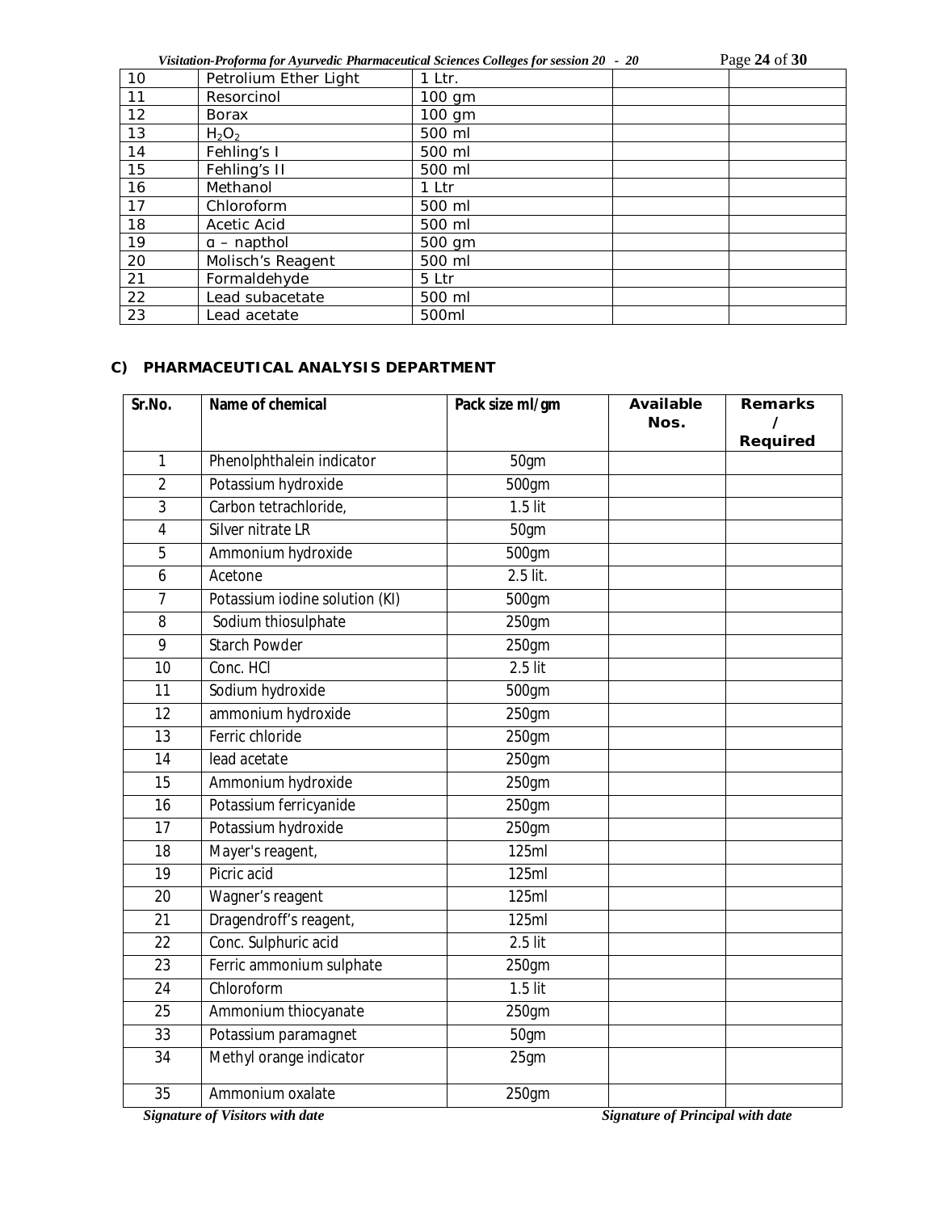| 10 | Petrolium Ether Light | 1 Ltr. | | |
|---|---|---|---|---|
| 11 | Resorcinol | 100 gm | | |
| 12 | Borax | 100 gm | | |
| 13 | $H_2O_2$ | 500 ml | | |
| 14 | Fehling's I | 500 ml | | |
| 15 | Fehling's II | 500 ml | | |
| 16 | Methanol | 1 Ltr | | |
| 17 | Chloroform | 500 ml | | |
| 18 | Acetic Acid | 500 ml | | |
| 19 | α – napthol | 500 gm | | |
| 20 | Molisch's Reagent | 500 ml | | |
| 21 | Formaldehyde | 5 Ltr | | |
| 22 | Lead subacetate | 500 ml | | |
| 23 | Lead acetate | 500ml | | |

### C) PHARMACEUTICAL ANALYSIS DEPARTMENT

| Sr.No. | Name of chemical | Pack size ml/gm | Available Nos. | Remarks / Required |
|---|---|---|---|---|
| 1 | Phenolphthalein indicator | 50gm | | |
| 2 | Potassium hydroxide | 500gm | | |
| 3 | Carbon tetrachloride, | 1.5 lit | | |
| 4 | Silver nitrate LR | 50gm | | |
| 5 | Ammonium hydroxide | 500gm | | |
| 6 | Acetone | 2.5 lit. | | |
| 7 | Potassium iodine solution (KI) | 500gm | | |
| 8 | Sodium thiosulphate | 250gm | | |
| 9 | Starch Powder | 250gm | | |
| 10 | Conc. HCl | 2.5 lit | | |
| 11 | Sodium hydroxide | 500gm | | |
| 12 | ammonium hydroxide | 250gm | | |
| 13 | Ferric chloride | 250gm | | |
| 14 | lead acetate | 250gm | | |
| 15 | Ammonium hydroxide | 250gm | | |
| 16 | Potassium ferricyanide | 250gm | | |
| 17 | Potassium hydroxide | 250gm | | |
| 18 | Mayer's reagent, | 125ml | | |
| 19 | Picric acid | 125ml | | |
| 20 | Wagner's reagent | 125ml | | |
| 21 | Dragendroff's reagent, | 125ml | | |
| 22 | Conc. Sulphuric acid | 2.5 lit | | |
| 23 | Ferric ammonium sulphate | 250gm | | |
| 24 | Chloroform | 1.5 lit | | |
| 25 | Ammonium thiocyanate | 250gm | | |
| 33 | Potassium paramagnet | 50gm | | |
| 34 | Methyl orange indicator | 25gm | | |
| 35 | Ammonium oxalate | 250gm | | |

*Signature of Visitors with date* *Signature of Principal with date*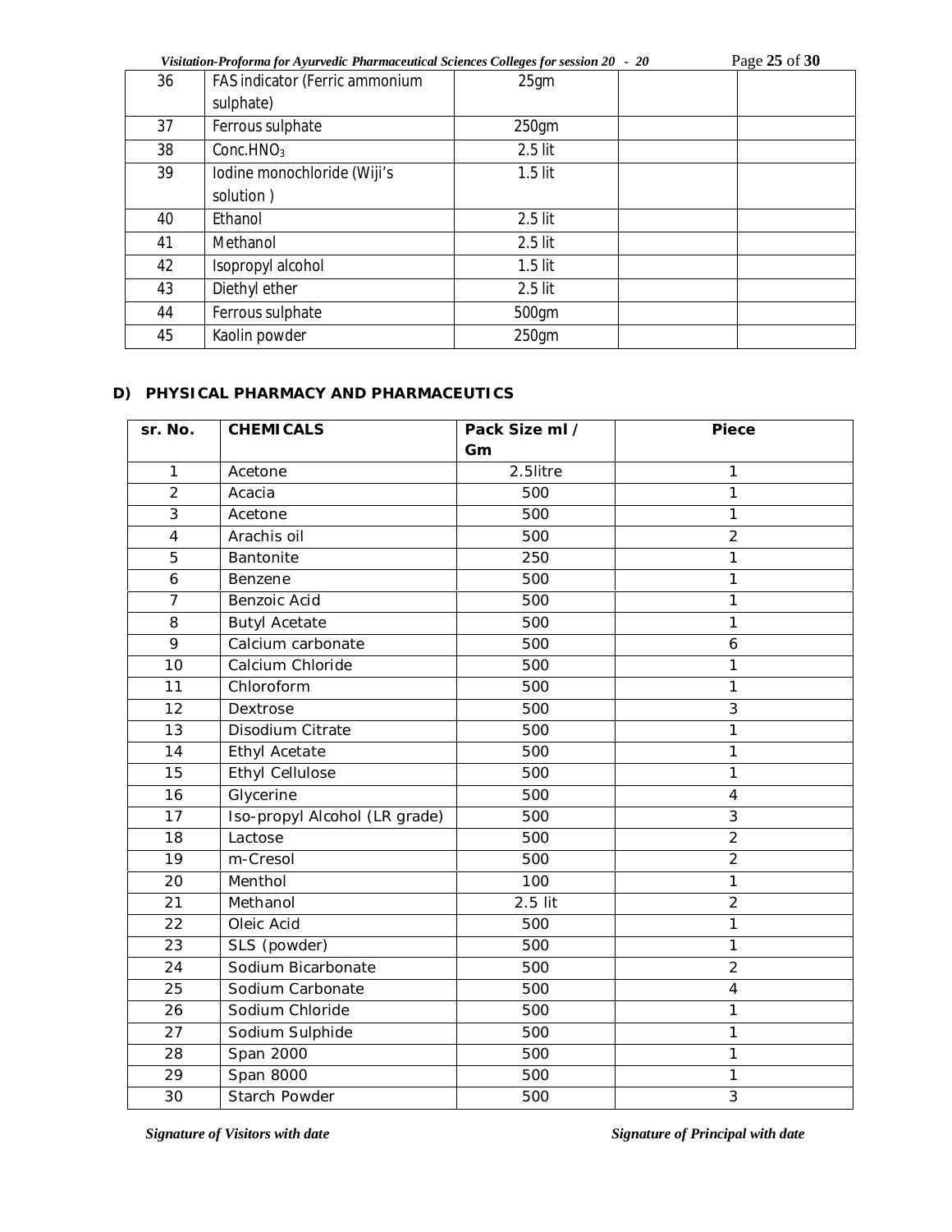| 36 | FAS indicator (Ferric ammonium sulphate) | 25gm | | |
|---|---|---|---|---|
| 37 | Ferrous sulphate | 250gm | | |
| 38 | Conc.$HNO_3$ | 2.5 lit | | |
| 39 | Iodine monochloride (Wiji's solution ) | 1.5 lit | | |
| 40 | Ethanol | 2.5 lit | | |
| 41 | Methanol | 2.5 lit | | |
| 42 | Isopropyl alcohol | 1.5 lit | | |
| 43 | Diethyl ether | 2.5 lit | | |
| 44 | Ferrous sulphate | 500gm | | |
| 45 | Kaolin powder | 250gm | | |

### D) PHYSICAL PHARMACY AND PHARMACEUTICS

| sr. No. | CHEMICALS | Pack Size ml / Gm | Piece |
|---|---|---|---|
| 1 | Acetone | 2.5litre | 1 |
| 2 | Acacia | 500 | 1 |
| 3 | Acetone | 500 | 1 |
| 4 | Arachis oil | 500 | 2 |
| 5 | Bantonite | 250 | 1 |
| 6 | Benzene | 500 | 1 |
| 7 | Benzoic Acid | 500 | 1 |
| 8 | Butyl Acetate | 500 | 1 |
| 9 | Calcium carbonate | 500 | 6 |
| 10 | Calcium Chloride | 500 | 1 |
| 11 | Chloroform | 500 | 1 |
| 12 | Dextrose | 500 | 3 |
| 13 | Disodium Citrate | 500 | 1 |
| 14 | Ethyl Acetate | 500 | 1 |
| 15 | Ethyl Cellulose | 500 | 1 |
| 16 | Glycerine | 500 | 4 |
| 17 | Iso-propyl Alcohol (LR grade) | 500 | 3 |
| 18 | Lactose | 500 | 2 |
| 19 | m-Cresol | 500 | 2 |
| 20 | Menthol | 100 | 1 |
| 21 | Methanol | 2.5 lit | 2 |
| 22 | Oleic Acid | 500 | 1 |
| 23 | SLS (powder) | 500 | 1 |
| 24 | Sodium Bicarbonate | 500 | 2 |
| 25 | Sodium Carbonate | 500 | 4 |
| 26 | Sodium Chloride | 500 | 1 |
| 27 | Sodium Sulphide | 500 | 1 |
| 28 | Span 2000 | 500 | 1 |
| 29 | Span 8000 | 500 | 1 |
| 30 | Starch Powder | 500 | 3 |

*Signature of Visitors with date* *Signature of Principal with date*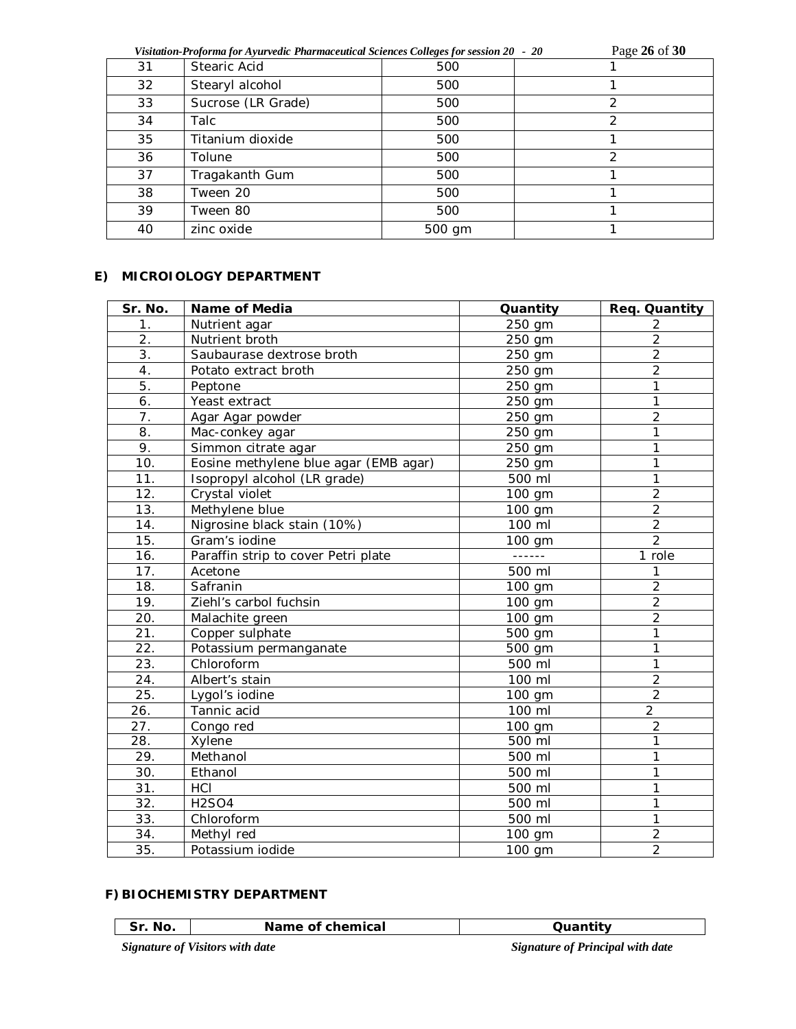| 31 | Stearic Acid | 500 | 1 |
|---|---|---|---|
| 32 | Stearyl alcohol | 500 | 1 |
| 33 | Sucrose (LR Grade) | 500 | 2 |
| 34 | Talc | 500 | 2 |
| 35 | Titanium dioxide | 500 | 1 |
| 36 | Tolune | 500 | 2 |
| 37 | Tragakanth Gum | 500 | 1 |
| 38 | Tween 20 | 500 | 1 |
| 39 | Tween 80 | 500 | 1 |
| 40 | zinc oxide | 500 gm | 1 |

### E) MICROIOLOGY DEPARTMENT

| Sr. No. | Name of Media | Quantity | Req. Quantity |
|---|---|---|---|
| 1. | Nutrient agar | 250 gm | 2 |
| 2. | Nutrient broth | 250 gm | 2 |
| 3. | Saubaurase dextrose broth | 250 gm | 2 |
| 4. | Potato extract broth | 250 gm | 2 |
| 5. | Peptone | 250 gm | 1 |
| 6. | Yeast extract | 250 gm | 1 |
| 7. | Agar Agar powder | 250 gm | 2 |
| 8. | Mac-conkey agar | 250 gm | 1 |
| 9. | Simmon citrate agar | 250 gm | 1 |
| 10. | Eosine methylene blue agar (EMB agar) | 250 gm | 1 |
| 11. | Isopropyl alcohol (LR grade) | 500 ml | 1 |
| 12. | Crystal violet | 100 gm | 2 |
| 13. | Methylene blue | 100 gm | 2 |
| 14. | Nigrosine black stain (10%) | 100 ml | 2 |
| 15. | Gram's iodine | 100 gm | 2 |
| 16. | Paraffin strip to cover Petri plate | ------ | 1 role |
| 17. | Acetone | 500 ml | 1 |
| 18. | Safranin | 100 gm | 2 |
| 19. | Ziehl's carbol fuchsin | 100 gm | 2 |
| 20. | Malachite green | 100 gm | 2 |
| 21. | Copper sulphate | 500 gm | 1 |
| 22. | Potassium permanganate | 500 gm | 1 |
| 23. | Chloroform | 500 ml | 1 |
| 24. | Albert's stain | 100 ml | 2 |
| 25. | Lygol's iodine | 100 gm | 2 |
| 26. | Tannic acid | 100 ml | 2 |
| 27. | Congo red | 100 gm | 2 |
| 28. | Xylene | 500 ml | 1 |
| 29. | Methanol | 500 ml | 1 |
| 30. | Ethanol | 500 ml | 1 |
| 31. | HCl | 500 ml | 1 |
| 32. | $H_2SO_4$ | 500 ml | 1 |
| 33. | Chloroform | 500 ml | 1 |
| 34. | Methyl red | 100 gm | 2 |
| 35. | Potassium iodide | 100 gm | 2 |

### F) BIOCHEMISTRY DEPARTMENT

| Sr. No. | Name of chemical | Quantity |
|---|---|---|

*Signature of Visitors with date* *Signature of Principal with date*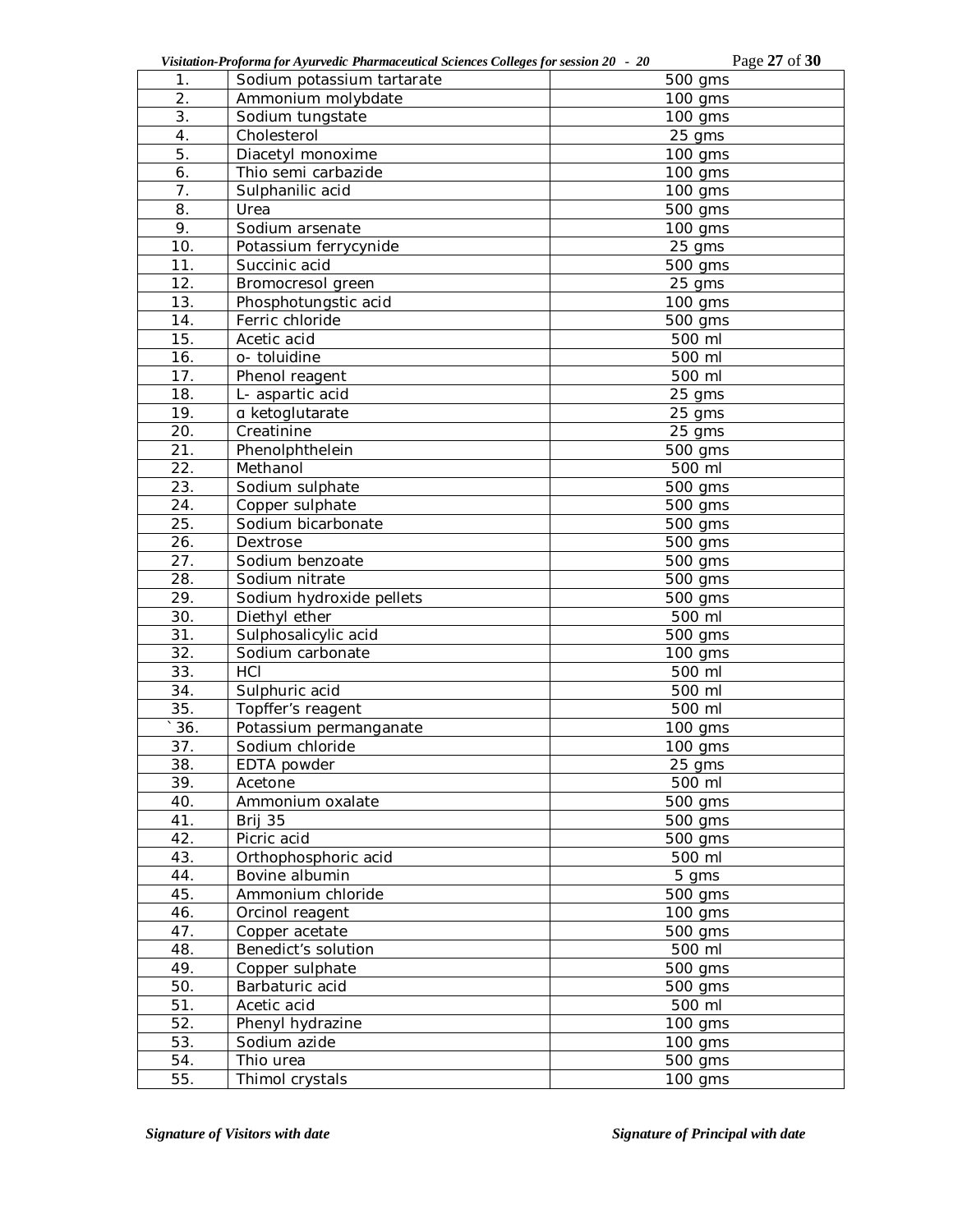| 1. | Sodium potassium tartarate | 500 gms |
|---|---|---|
| 2. | Ammonium molybdate | 100 gms |
| 3. | Sodium tungstate | 100 gms |
| 4. | Cholesterol | 25 gms |
| 5. | Diacetyl monoxime | 100 gms |
| 6. | Thio semi carbazide | 100 gms |
| 7. | Sulphanilic acid | 100 gms |
| 8. | Urea | 500 gms |
| 9. | Sodium arsenate | 100 gms |
| 10. | Potassium ferrycynide | 25 gms |
| 11. | Succinic acid | 500 gms |
| 12. | Bromocresol green | 25 gms |
| 13. | Phosphotungstic acid | 100 gms |
| 14. | Ferric chloride | 500 gms |
| 15. | Acetic acid | 500 ml |
| 16. | o- toluidine | 500 ml |
| 17. | Phenol reagent | 500 ml |
| 18. | L- aspartic acid | 25 gms |
| 19. | α ketoglutarate | 25 gms |
| 20. | Creatinine | 25 gms |
| 21. | Phenolphthelein | 500 gms |
| 22. | Methanol | 500 ml |
| 23. | Sodium sulphate | 500 gms |
| 24. | Copper sulphate | 500 gms |
| 25. | Sodium bicarbonate | 500 gms |
| 26. | Dextrose | 500 gms |
| 27. | Sodium benzoate | 500 gms |
| 28. | Sodium nitrate | 500 gms |
| 29. | Sodium hydroxide pellets | 500 gms |
| 30. | Diethyl ether | 500 ml |
| 31. | Sulphosalicylic acid | 500 gms |
| 32. | Sodium carbonate | 100 gms |
| 33. | HCl | 500 ml |
| 34. | Sulphuric acid | 500 ml |
| 35. | Topffer's reagent | 500 ml |
| `36. | Potassium permanganate | 100 gms |
| 37. | Sodium chloride | 100 gms |
| 38. | EDTA powder | 25 gms |
| 39. | Acetone | 500 ml |
| 40. | Ammonium oxalate | 500 gms |
| 41. | Brij 35 | 500 gms |
| 42. | Picric acid | 500 gms |
| 43. | Orthophosphoric acid | 500 ml |
| 44. | Bovine albumin | 5 gms |
| 45. | Ammonium chloride | 500 gms |
| 46. | Orcinol reagent | 100 gms |
| 47. | Copper acetate | 500 gms |
| 48. | Benedict's solution | 500 ml |
| 49. | Copper sulphate | 500 gms |
| 50. | Barbaturic acid | 500 gms |
| 51. | Acetic acid | 500 ml |
| 52. | Phenyl hydrazine | 100 gms |
| 53. | Sodium azide | 100 gms |
| 54. | Thio urea | 500 gms |
| 55. | Thimol crystals | 100 gms |

***Signature of Visitors with date*** ***Signature of Principal with date***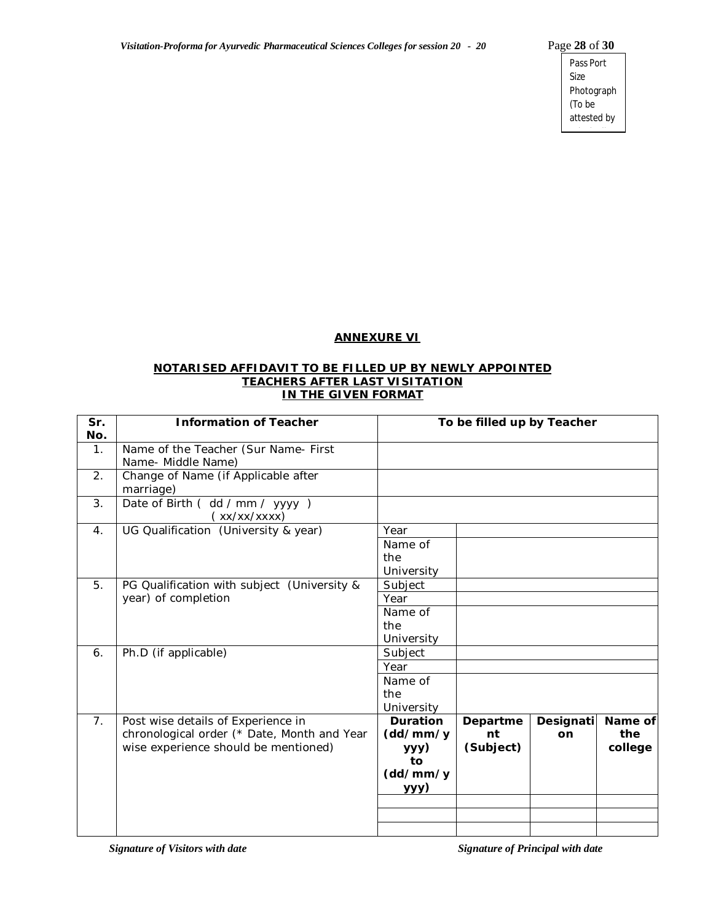Pass Port Size Photograph (To be attested by

## ANNEXURE VI

### NOTARISED AFFIDAVIT TO BE FILLED UP BY NEWLY APPOINTED TEACHERS AFTER LAST VISITATION IN THE GIVEN FORMAT

| Sr. No. | Information of Teacher | To be filled up by Teacher | | | |
|---|---|---|---|---|---|
| 1. | Name of the Teacher (Sur Name- First Name- Middle Name) | | | | |
| 2. | Change of Name (if Applicable after marriage) | | | | |
| 3. | Date of Birth ( dd / mm / yyyy ) ( xx/xx/xxxx) | | | | |
| 4. | UG Qualification (University & year) | Year | | | |
| | | Name of the University | | | |
| 5. | PG Qualification with subject (University & year) of completion | Subject | | | |
| | | Year | | | |
| | | Name of the University | | | |
| 6. | Ph.D (if applicable) | Subject | | | |
| | | Year | | | |
| | | Name of the University | | | |
| 7. | Post wise details of Experience in chronological order (* Date, Month and Year wise experience should be mentioned) | **Duration (dd/mm/yyyy) to (dd/mm/yyyy)** | **Department (Subject)** | **Designation** | **Name of the college** |
| | | | | | |
| | | | | | |
| | | | | | |

*Signature of Visitors with date* *Signature of Principal with date*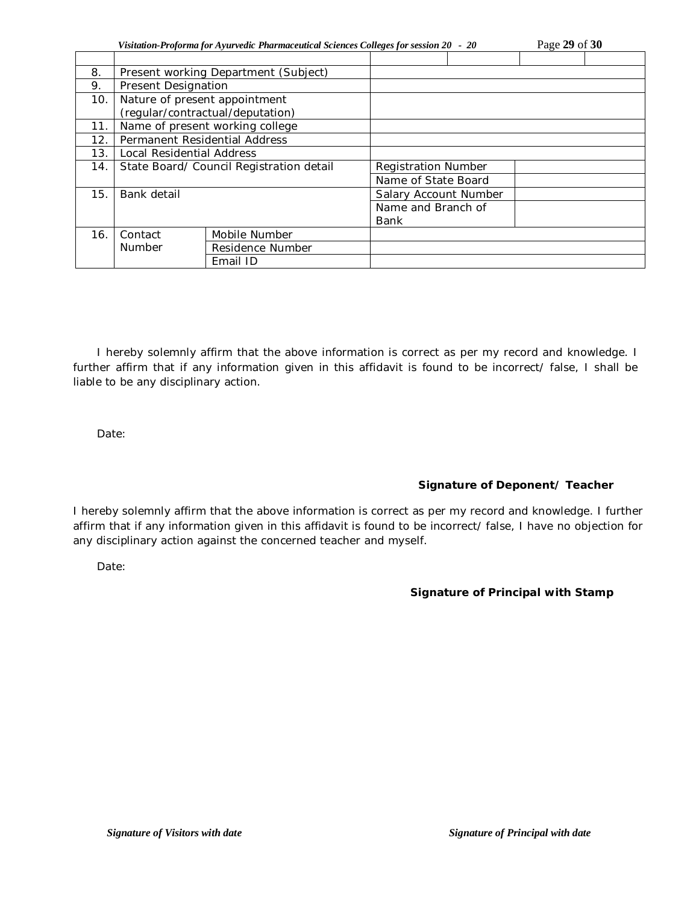| | | | | | |
|---|---|---|---|---|---|
| 8. | Present working Department (Subject) | | | | |
| 9. | Present Designation | | | | |
| 10. | Nature of present appointment (regular/contractual/deputation) | | | | |
| 11. | Name of present working college | | | | |
| 12. | Permanent Residential Address | | | | |
| 13. | Local Residential Address | | | | |
| 14. | State Board/ Council Registration detail | | Registration Number | | |
| | | | Name of State Board | | |
| 15. | Bank detail | | Salary Account Number | | |
| | | | Name and Branch of Bank | | |
| 16. | Contact Number | Mobile Number | | | |
| | | Residence Number | | | |
| | | Email ID | | | |

I hereby solemnly affirm that the above information is correct as per my record and knowledge. I further affirm that if any information given in this affidavit is found to be incorrect/ false, I shall be liable to be any disciplinary action.

Date:

**Signature of Deponent/ Teacher**

I hereby solemnly affirm that the above information is correct as per my record and knowledge. I further affirm that if any information given in this affidavit is found to be incorrect/ false, I have no objection for any disciplinary action against the concerned teacher and myself.

Date:

**Signature of Principal with Stamp**

*Signature of Visitors with date* *Signature of Principal with date*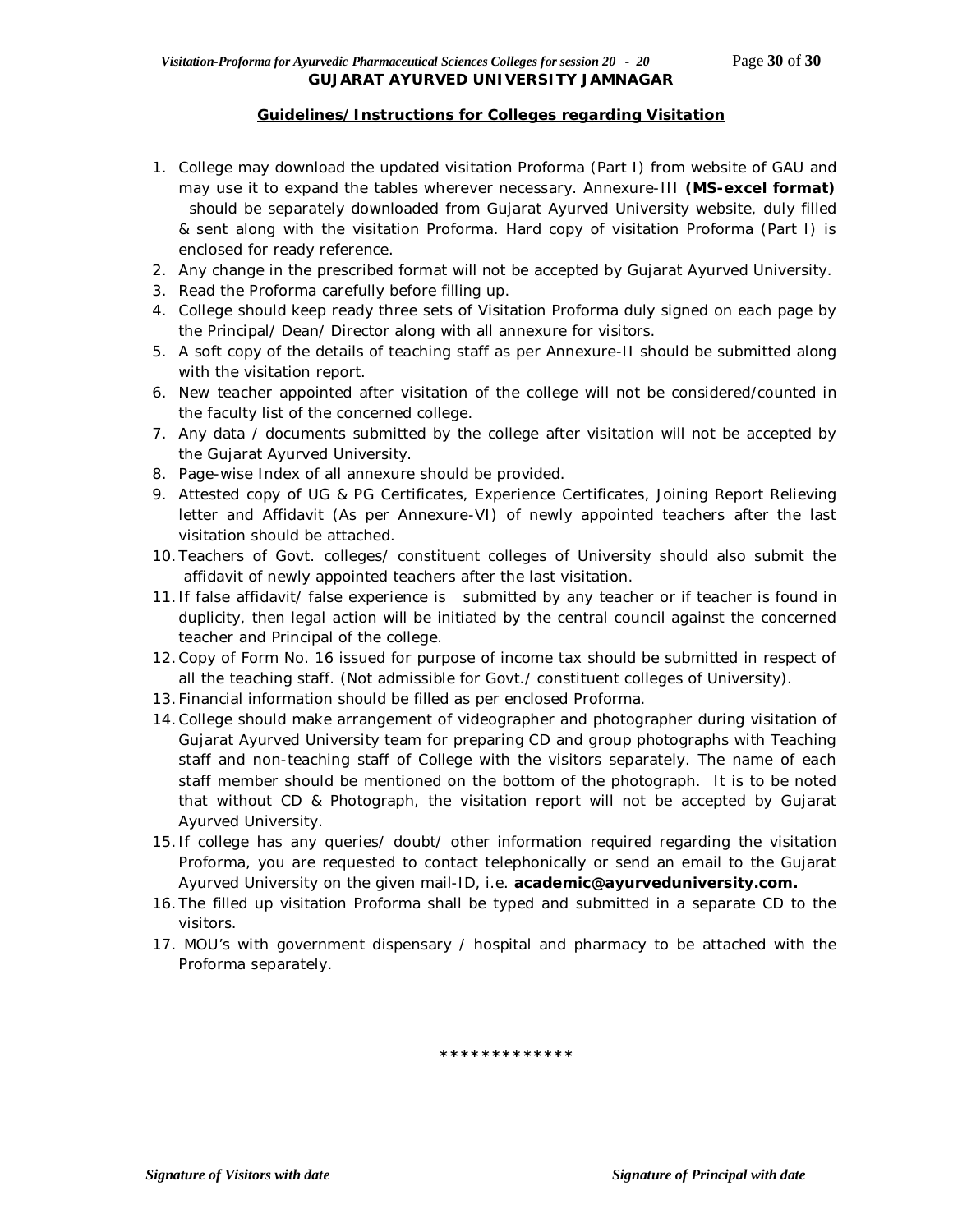**GUJARAT AYURVED UNIVERSITY JAMNAGAR**

## Guidelines/Instructions for Colleges regarding Visitation

1. College may download the updated visitation Proforma (Part I) from website of GAU and may use it to expand the tables wherever necessary. Annexure-III **(MS-excel format)** should be separately downloaded from Gujarat Ayurved University website, duly filled & sent along with the visitation Proforma. Hard copy of visitation Proforma (Part I) is enclosed for ready reference.
2. Any change in the prescribed format will not be accepted by Gujarat Ayurved University.
3. Read the Proforma carefully before filling up.
4. College should keep ready three sets of Visitation Proforma duly signed on each page by the Principal/ Dean/ Director along with all annexure for visitors.
5. A soft copy of the details of teaching staff as per Annexure-II should be submitted along with the visitation report.
6. New teacher appointed after visitation of the college will not be considered/counted in the faculty list of the concerned college.
7. Any data / documents submitted by the college after visitation will not be accepted by the Gujarat Ayurved University.
8. Page-wise Index of all annexure should be provided.
9. Attested copy of UG & PG Certificates, Experience Certificates, Joining Report Relieving letter and Affidavit (As per Annexure-VI) of newly appointed teachers after the last visitation should be attached.
10. Teachers of Govt. colleges/ constituent colleges of University should also submit the affidavit of newly appointed teachers after the last visitation.
11. If false affidavit/ false experience is submitted by any teacher or if teacher is found in duplicity, then legal action will be initiated by the central council against the concerned teacher and Principal of the college.
12. Copy of Form No. 16 issued for purpose of income tax should be submitted in respect of all the teaching staff. (Not admissible for Govt./ constituent colleges of University).
13. Financial information should be filled as per enclosed Proforma.
14. College should make arrangement of videographer and photographer during visitation of Gujarat Ayurved University team for preparing CD and group photographs with Teaching staff and non-teaching staff of College with the visitors separately. The name of each staff member should be mentioned on the bottom of the photograph. It is to be noted that without CD & Photograph, the visitation report will not be accepted by Gujarat Ayurved University.
15. If college has any queries/ doubt/ other information required regarding the visitation Proforma, you are requested to contact telephonically or send an email to the Gujarat Ayurved University on the given mail-ID, i.e. **academic@ayurveduniversity.com.**
16. The filled up visitation Proforma shall be typed and submitted in a separate CD to the visitors.
17. MOU's with government dispensary / hospital and pharmacy to be attached with the Proforma separately.

*************

*Signature of Visitors with date* *Signature of Principal with date*